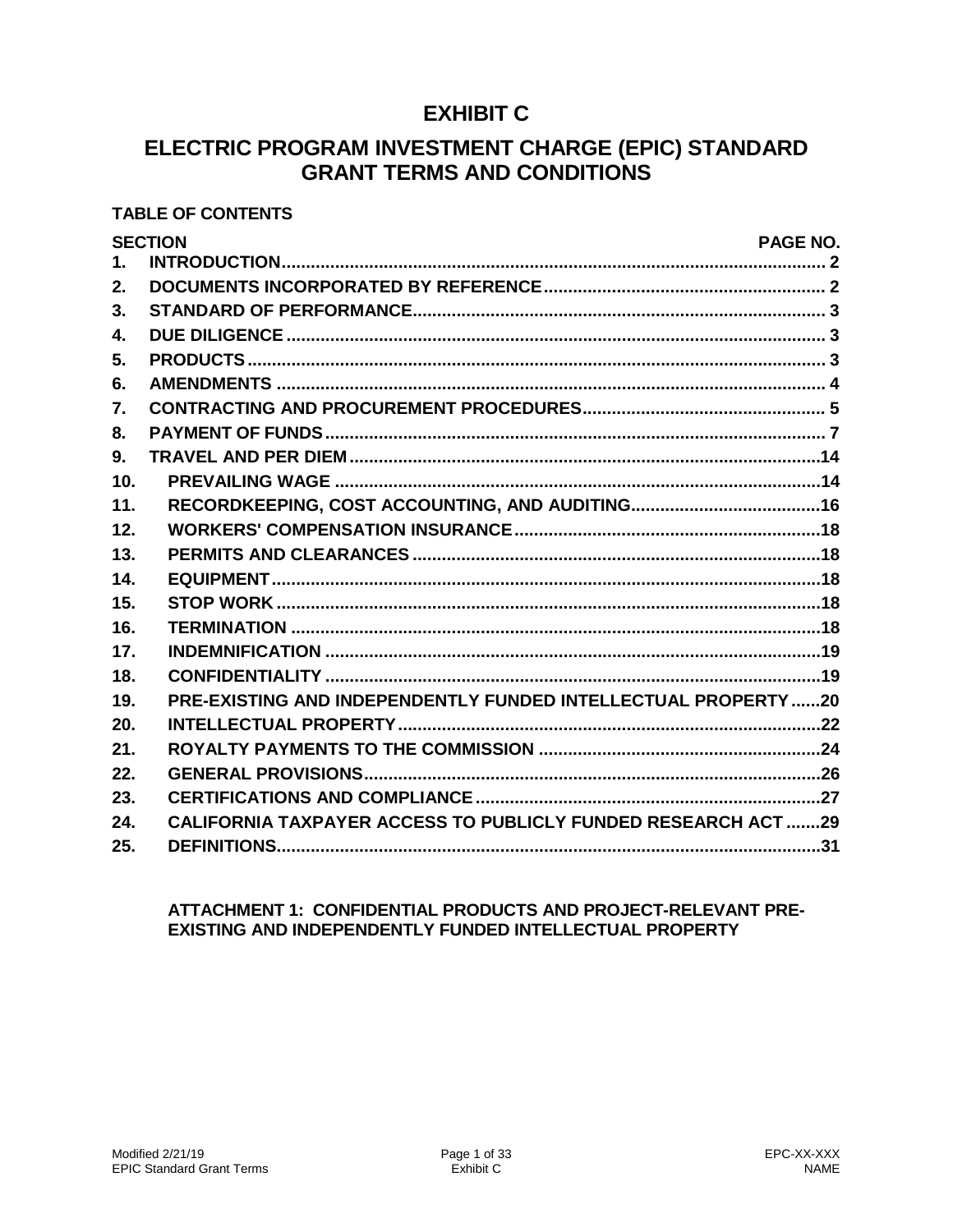# EXHIBIT C

# ELECTRIC PROGRAM INVESTMENT CHARGE (EPIC) STANDARD GRANT TERMS AND CONDITIONS

**TABLE OF CONTENTS**

| SECTION | | PAGE NO. |
|---|---|---|
| 1. | INTRODUCTION | 2 |
| 2. | DOCUMENTS INCORPORATED BY REFERENCE | 2 |
| 3. | STANDARD OF PERFORMANCE | 3 |
| 4. | DUE DILIGENCE | 3 |
| 5. | PRODUCTS | 3 |
| 6. | AMENDMENTS | 4 |
| 7. | CONTRACTING AND PROCUREMENT PROCEDURES | 5 |
| 8. | PAYMENT OF FUNDS | 7 |
| 9. | TRAVEL AND PER DIEM | 14 |
| 10. | PREVAILING WAGE | 14 |
| 11. | RECORDKEEPING, COST ACCOUNTING, AND AUDITING | 16 |
| 12. | WORKERS' COMPENSATION INSURANCE | 18 |
| 13. | PERMITS AND CLEARANCES | 18 |
| 14. | EQUIPMENT | 18 |
| 15. | STOP WORK | 18 |
| 16. | TERMINATION | 18 |
| 17. | INDEMNIFICATION | 19 |
| 18. | CONFIDENTIALITY | 19 |
| 19. | PRE-EXISTING AND INDEPENDENTLY FUNDED INTELLECTUAL PROPERTY | 20 |
| 20. | INTELLECTUAL PROPERTY | 22 |
| 21. | ROYALTY PAYMENTS TO THE COMMISSION | 24 |
| 22. | GENERAL PROVISIONS | 26 |
| 23. | CERTIFICATIONS AND COMPLIANCE | 27 |
| 24. | CALIFORNIA TAXPAYER ACCESS TO PUBLICLY FUNDED RESEARCH ACT | 29 |
| 25. | DEFINITIONS | 31 |

**ATTACHMENT 1: CONFIDENTIAL PRODUCTS AND PROJECT-RELEVANT PRE-EXISTING AND INDEPENDENTLY FUNDED INTELLECTUAL PROPERTY**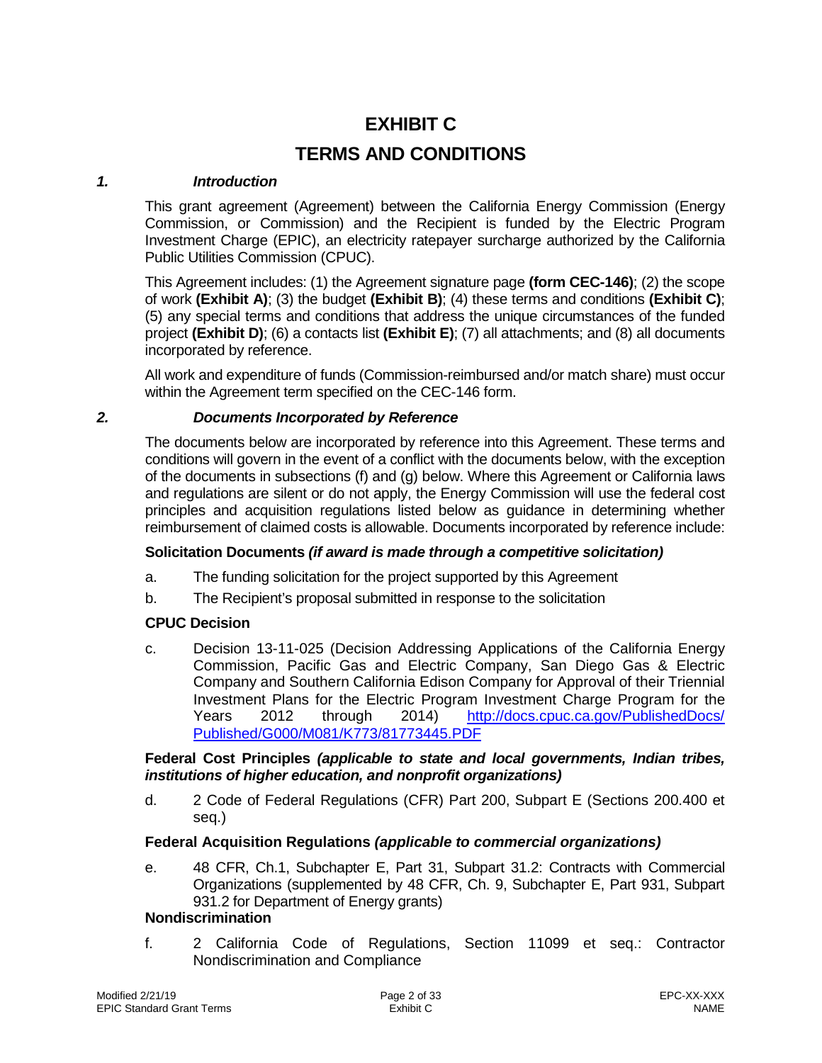# EXHIBIT C

# TERMS AND CONDITIONS

### *1. Introduction*

This grant agreement (Agreement) between the California Energy Commission (Energy Commission, or Commission) and the Recipient is funded by the Electric Program Investment Charge (EPIC), an electricity ratepayer surcharge authorized by the California Public Utilities Commission (CPUC).

This Agreement includes: (1) the Agreement signature page **(form CEC-146)**; (2) the scope of work **(Exhibit A)**; (3) the budget **(Exhibit B)**; (4) these terms and conditions **(Exhibit C)**; (5) any special terms and conditions that address the unique circumstances of the funded project **(Exhibit D)**; (6) a contacts list **(Exhibit E)**; (7) all attachments; and (8) all documents incorporated by reference.

All work and expenditure of funds (Commission-reimbursed and/or match share) must occur within the Agreement term specified on the CEC-146 form.

### *2. Documents Incorporated by Reference*

The documents below are incorporated by reference into this Agreement. These terms and conditions will govern in the event of a conflict with the documents below, with the exception of the documents in subsections (f) and (g) below. Where this Agreement or California laws and regulations are silent or do not apply, the Energy Commission will use the federal cost principles and acquisition regulations listed below as guidance in determining whether reimbursement of claimed costs is allowable. Documents incorporated by reference include:

**Solicitation Documents *(if award is made through a competitive solicitation)***

a. The funding solicitation for the project supported by this Agreement

b. The Recipient's proposal submitted in response to the solicitation

**CPUC Decision**

c. Decision 13-11-025 (Decision Addressing Applications of the California Energy Commission, Pacific Gas and Electric Company, San Diego Gas & Electric Company and Southern California Edison Company for Approval of their Triennial Investment Plans for the Electric Program Investment Charge Program for the Years 2012 through 2014) http://docs.cpuc.ca.gov/PublishedDocs/Published/G000/M081/K773/81773445.PDF

**Federal Cost Principles *(applicable to state and local governments, Indian tribes, institutions of higher education, and nonprofit organizations)***

d. 2 Code of Federal Regulations (CFR) Part 200, Subpart E (Sections 200.400 et seq.)

**Federal Acquisition Regulations *(applicable to commercial organizations)***

e. 48 CFR, Ch.1, Subchapter E, Part 31, Subpart 31.2: Contracts with Commercial Organizations (supplemented by 48 CFR, Ch. 9, Subchapter E, Part 931, Subpart 931.2 for Department of Energy grants)

**Nondiscrimination**

f. 2 California Code of Regulations, Section 11099 et seq.: Contractor Nondiscrimination and Compliance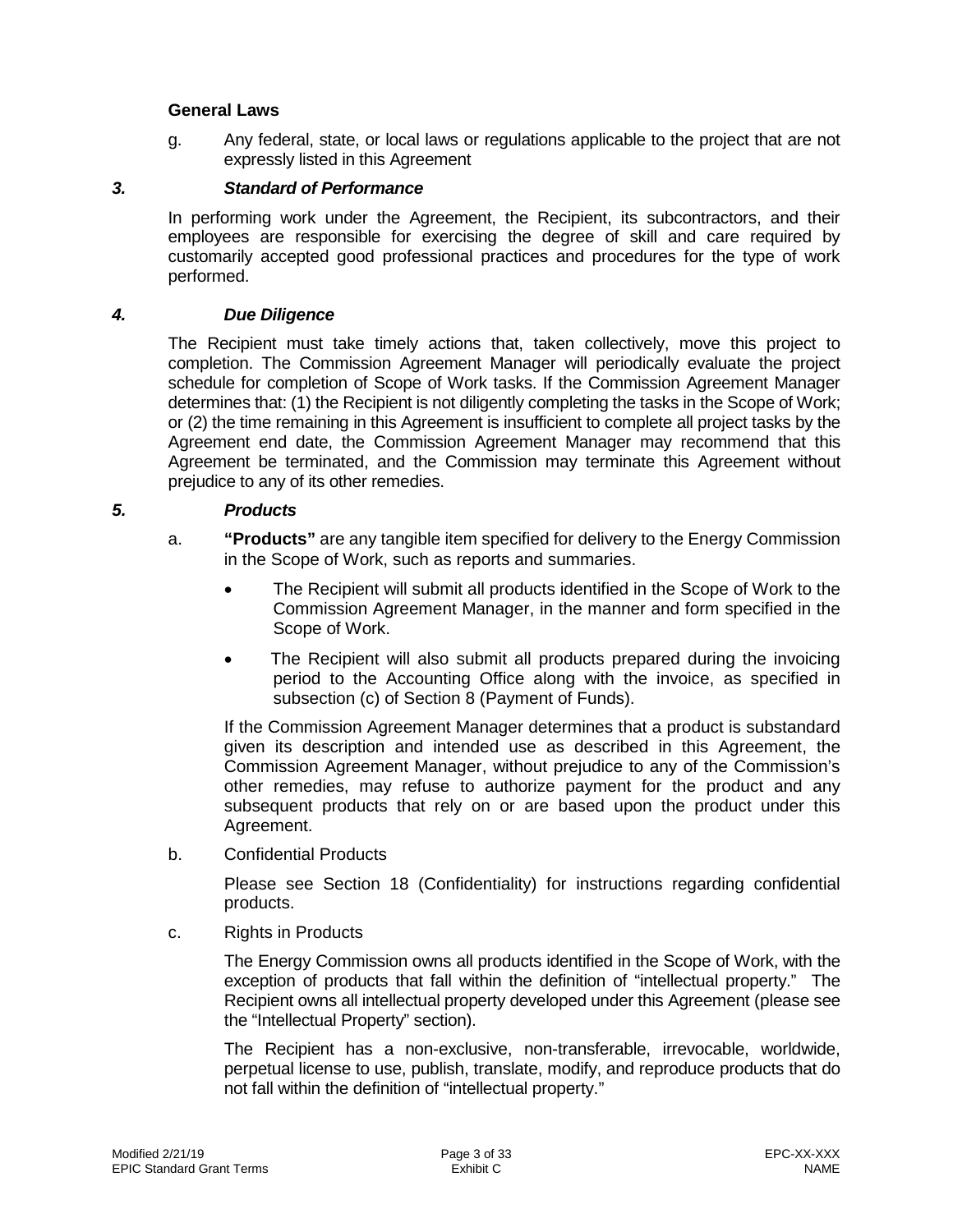**General Laws**

g. Any federal, state, or local laws or regulations applicable to the project that are not expressly listed in this Agreement

### *3. Standard of Performance*

In performing work under the Agreement, the Recipient, its subcontractors, and their employees are responsible for exercising the degree of skill and care required by customarily accepted good professional practices and procedures for the type of work performed.

### *4. Due Diligence*

The Recipient must take timely actions that, taken collectively, move this project to completion. The Commission Agreement Manager will periodically evaluate the project schedule for completion of Scope of Work tasks. If the Commission Agreement Manager determines that: (1) the Recipient is not diligently completing the tasks in the Scope of Work; or (2) the time remaining in this Agreement is insufficient to complete all project tasks by the Agreement end date, the Commission Agreement Manager may recommend that this Agreement be terminated, and the Commission may terminate this Agreement without prejudice to any of its other remedies.

### *5. Products*

a. **"Products"** are any tangible item specified for delivery to the Energy Commission in the Scope of Work, such as reports and summaries.

- The Recipient will submit all products identified in the Scope of Work to the Commission Agreement Manager, in the manner and form specified in the Scope of Work.
- The Recipient will also submit all products prepared during the invoicing period to the Accounting Office along with the invoice, as specified in subsection (c) of Section 8 (Payment of Funds).

If the Commission Agreement Manager determines that a product is substandard given its description and intended use as described in this Agreement, the Commission Agreement Manager, without prejudice to any of the Commission's other remedies, may refuse to authorize payment for the product and any subsequent products that rely on or are based upon the product under this Agreement.

b. Confidential Products

Please see Section 18 (Confidentiality) for instructions regarding confidential products.

c. Rights in Products

The Energy Commission owns all products identified in the Scope of Work, with the exception of products that fall within the definition of "intellectual property." The Recipient owns all intellectual property developed under this Agreement (please see the "Intellectual Property" section).

The Recipient has a non-exclusive, non-transferable, irrevocable, worldwide, perpetual license to use, publish, translate, modify, and reproduce products that do not fall within the definition of "intellectual property."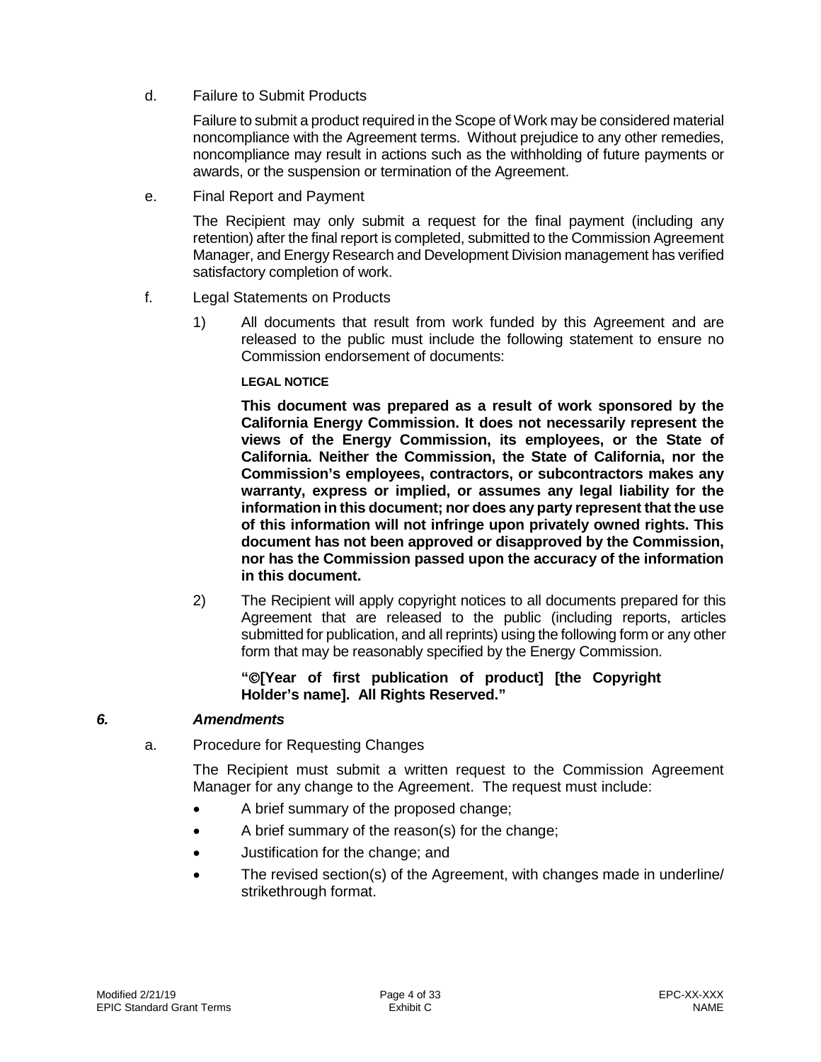d. Failure to Submit Products

Failure to submit a product required in the Scope of Work may be considered material noncompliance with the Agreement terms. Without prejudice to any other remedies, noncompliance may result in actions such as the withholding of future payments or awards, or the suspension or termination of the Agreement.

e. Final Report and Payment

The Recipient may only submit a request for the final payment (including any retention) after the final report is completed, submitted to the Commission Agreement Manager, and Energy Research and Development Division management has verified satisfactory completion of work.

f. Legal Statements on Products

1) All documents that result from work funded by this Agreement and are released to the public must include the following statement to ensure no Commission endorsement of documents:

**LEGAL NOTICE**

**This document was prepared as a result of work sponsored by the California Energy Commission. It does not necessarily represent the views of the Energy Commission, its employees, or the State of California. Neither the Commission, the State of California, nor the Commission's employees, contractors, or subcontractors makes any warranty, express or implied, or assumes any legal liability for the information in this document; nor does any party represent that the use of this information will not infringe upon privately owned rights. This document has not been approved or disapproved by the Commission, nor has the Commission passed upon the accuracy of the information in this document.**

2) The Recipient will apply copyright notices to all documents prepared for this Agreement that are released to the public (including reports, articles submitted for publication, and all reprints) using the following form or any other form that may be reasonably specified by the Energy Commission.

**"©[Year of first publication of product] [the Copyright Holder's name]. All Rights Reserved."**

### *6. Amendments*

a. Procedure for Requesting Changes

The Recipient must submit a written request to the Commission Agreement Manager for any change to the Agreement. The request must include:

- A brief summary of the proposed change;
- A brief summary of the reason(s) for the change;
- Justification for the change; and
- The revised section(s) of the Agreement, with changes made in underline/ strikethrough format.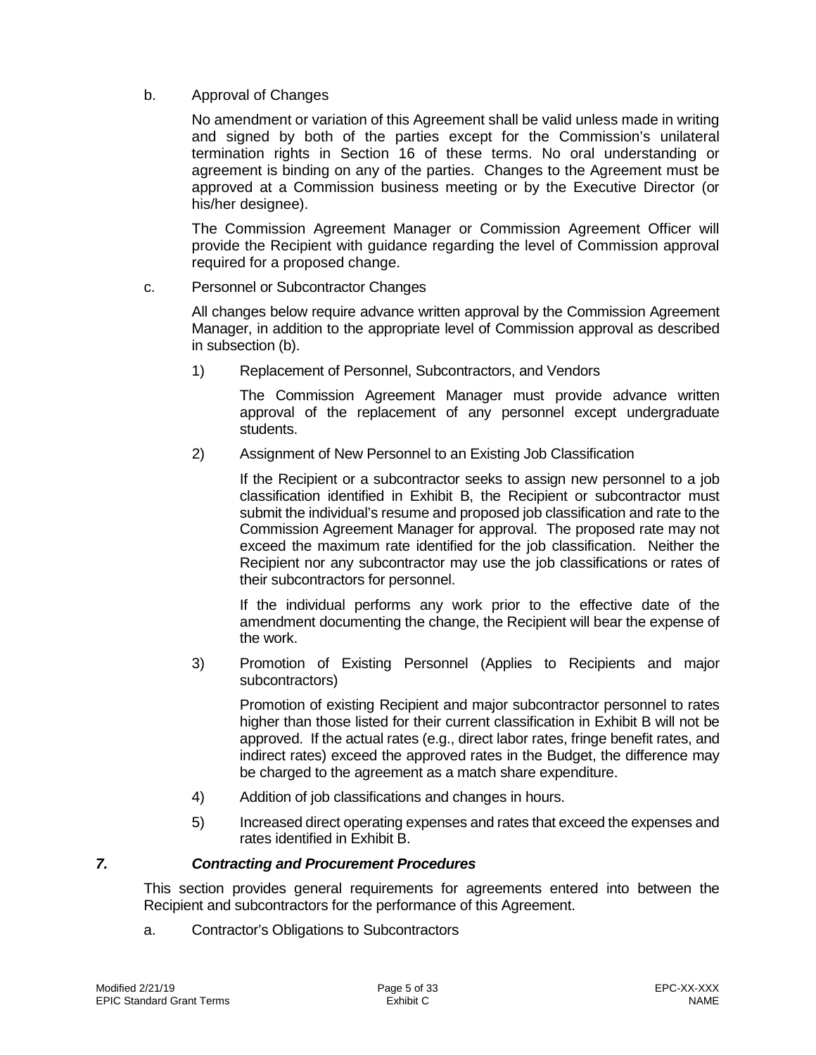b. Approval of Changes

No amendment or variation of this Agreement shall be valid unless made in writing and signed by both of the parties except for the Commission's unilateral termination rights in Section 16 of these terms. No oral understanding or agreement is binding on any of the parties. Changes to the Agreement must be approved at a Commission business meeting or by the Executive Director (or his/her designee).

The Commission Agreement Manager or Commission Agreement Officer will provide the Recipient with guidance regarding the level of Commission approval required for a proposed change.

c. Personnel or Subcontractor Changes

All changes below require advance written approval by the Commission Agreement Manager, in addition to the appropriate level of Commission approval as described in subsection (b).

1) Replacement of Personnel, Subcontractors, and Vendors

The Commission Agreement Manager must provide advance written approval of the replacement of any personnel except undergraduate students.

2) Assignment of New Personnel to an Existing Job Classification

If the Recipient or a subcontractor seeks to assign new personnel to a job classification identified in Exhibit B, the Recipient or subcontractor must submit the individual's resume and proposed job classification and rate to the Commission Agreement Manager for approval. The proposed rate may not exceed the maximum rate identified for the job classification. Neither the Recipient nor any subcontractor may use the job classifications or rates of their subcontractors for personnel.

If the individual performs any work prior to the effective date of the amendment documenting the change, the Recipient will bear the expense of the work.

3) Promotion of Existing Personnel (Applies to Recipients and major subcontractors)

Promotion of existing Recipient and major subcontractor personnel to rates higher than those listed for their current classification in Exhibit B will not be approved. If the actual rates (e.g., direct labor rates, fringe benefit rates, and indirect rates) exceed the approved rates in the Budget, the difference may be charged to the agreement as a match share expenditure.

4) Addition of job classifications and changes in hours.

5) Increased direct operating expenses and rates that exceed the expenses and rates identified in Exhibit B.

## *7. Contracting and Procurement Procedures*

This section provides general requirements for agreements entered into between the Recipient and subcontractors for the performance of this Agreement.

a. Contractor's Obligations to Subcontractors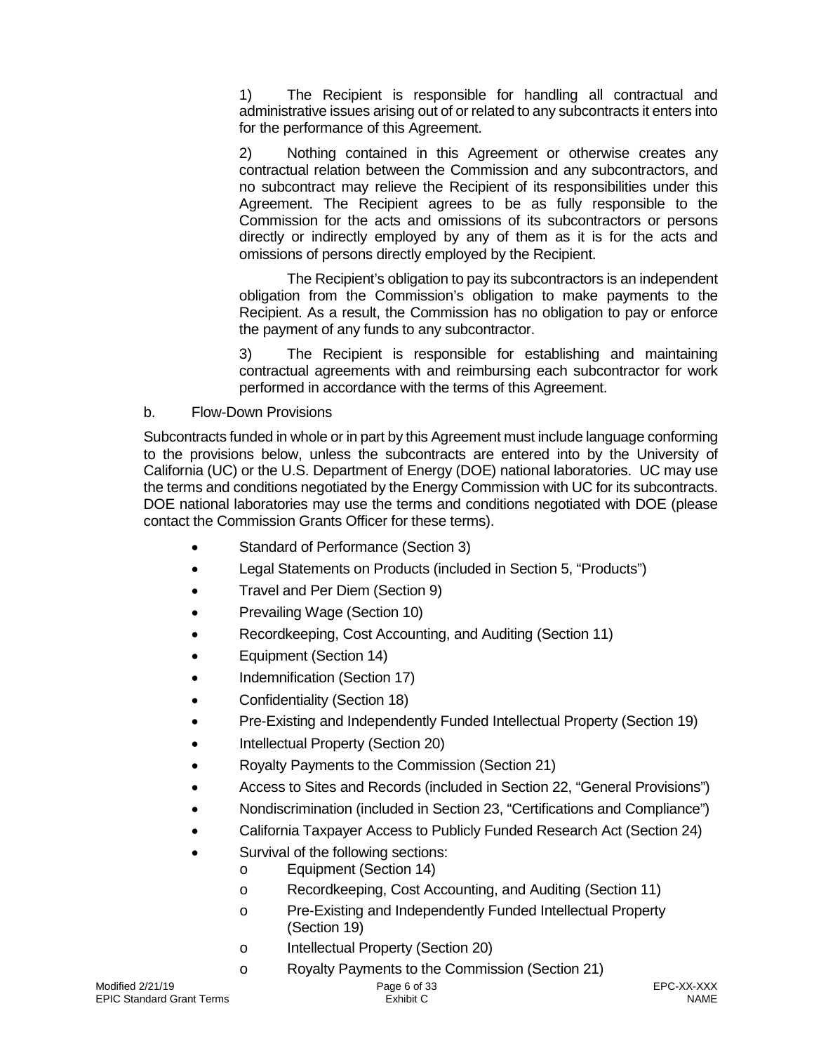1) The Recipient is responsible for handling all contractual and administrative issues arising out of or related to any subcontracts it enters into for the performance of this Agreement.

2) Nothing contained in this Agreement or otherwise creates any contractual relation between the Commission and any subcontractors, and no subcontract may relieve the Recipient of its responsibilities under this Agreement. The Recipient agrees to be as fully responsible to the Commission for the acts and omissions of its subcontractors or persons directly or indirectly employed by any of them as it is for the acts and omissions of persons directly employed by the Recipient.

The Recipient's obligation to pay its subcontractors is an independent obligation from the Commission's obligation to make payments to the Recipient. As a result, the Commission has no obligation to pay or enforce the payment of any funds to any subcontractor.

3) The Recipient is responsible for establishing and maintaining contractual agreements with and reimbursing each subcontractor for work performed in accordance with the terms of this Agreement.

b. Flow-Down Provisions

Subcontracts funded in whole or in part by this Agreement must include language conforming to the provisions below, unless the subcontracts are entered into by the University of California (UC) or the U.S. Department of Energy (DOE) national laboratories. UC may use the terms and conditions negotiated by the Energy Commission with UC for its subcontracts. DOE national laboratories may use the terms and conditions negotiated with DOE (please contact the Commission Grants Officer for these terms).

- Standard of Performance (Section 3)
- Legal Statements on Products (included in Section 5, "Products")
- Travel and Per Diem (Section 9)
- Prevailing Wage (Section 10)
- Recordkeeping, Cost Accounting, and Auditing (Section 11)
- Equipment (Section 14)
- Indemnification (Section 17)
- Confidentiality (Section 18)
- Pre-Existing and Independently Funded Intellectual Property (Section 19)
- Intellectual Property (Section 20)
- Royalty Payments to the Commission (Section 21)
- Access to Sites and Records (included in Section 22, "General Provisions")
- Nondiscrimination (included in Section 23, "Certifications and Compliance")
- California Taxpayer Access to Publicly Funded Research Act (Section 24)
- Survival of the following sections:
  - Equipment (Section 14)
  - Recordkeeping, Cost Accounting, and Auditing (Section 11)
  - Pre-Existing and Independently Funded Intellectual Property (Section 19)
  - Intellectual Property (Section 20)
  - Royalty Payments to the Commission (Section 21)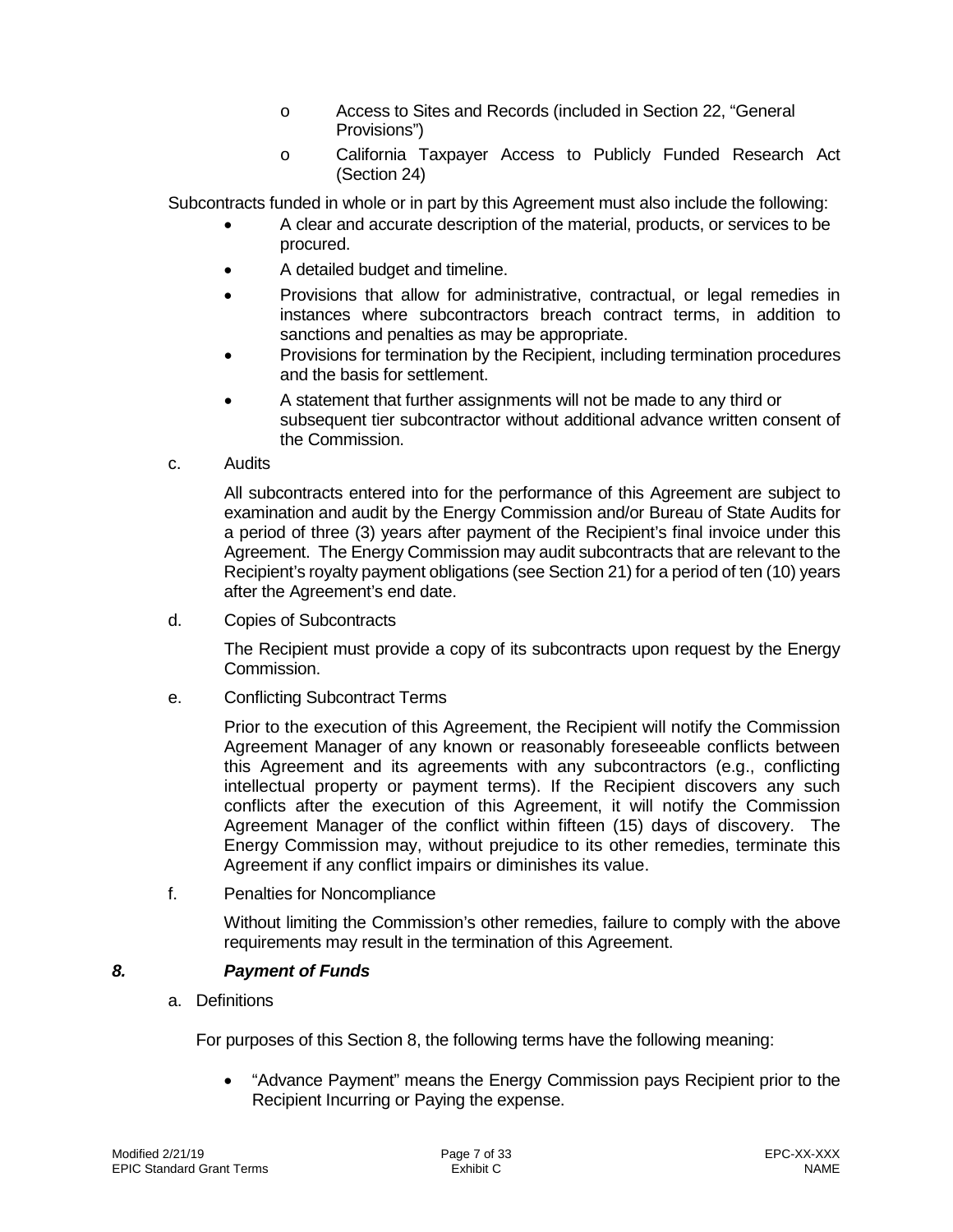- o Access to Sites and Records (included in Section 22, "General Provisions")
- o California Taxpayer Access to Publicly Funded Research Act (Section 24)

Subcontracts funded in whole or in part by this Agreement must also include the following:

- A clear and accurate description of the material, products, or services to be procured.
- A detailed budget and timeline.
- Provisions that allow for administrative, contractual, or legal remedies in instances where subcontractors breach contract terms, in addition to sanctions and penalties as may be appropriate.
- Provisions for termination by the Recipient, including termination procedures and the basis for settlement.
- A statement that further assignments will not be made to any third or subsequent tier subcontractor without additional advance written consent of the Commission.

c. Audits

All subcontracts entered into for the performance of this Agreement are subject to examination and audit by the Energy Commission and/or Bureau of State Audits for a period of three (3) years after payment of the Recipient's final invoice under this Agreement. The Energy Commission may audit subcontracts that are relevant to the Recipient's royalty payment obligations (see Section 21) for a period of ten (10) years after the Agreement's end date.

d. Copies of Subcontracts

The Recipient must provide a copy of its subcontracts upon request by the Energy Commission.

e. Conflicting Subcontract Terms

Prior to the execution of this Agreement, the Recipient will notify the Commission Agreement Manager of any known or reasonably foreseeable conflicts between this Agreement and its agreements with any subcontractors (e.g., conflicting intellectual property or payment terms). If the Recipient discovers any such conflicts after the execution of this Agreement, it will notify the Commission Agreement Manager of the conflict within fifteen (15) days of discovery. The Energy Commission may, without prejudice to its other remedies, terminate this Agreement if any conflict impairs or diminishes its value.

f. Penalties for Noncompliance

Without limiting the Commission's other remedies, failure to comply with the above requirements may result in the termination of this Agreement.

### *8. Payment of Funds*

a. Definitions

For purposes of this Section 8, the following terms have the following meaning:

- "Advance Payment" means the Energy Commission pays Recipient prior to the Recipient Incurring or Paying the expense.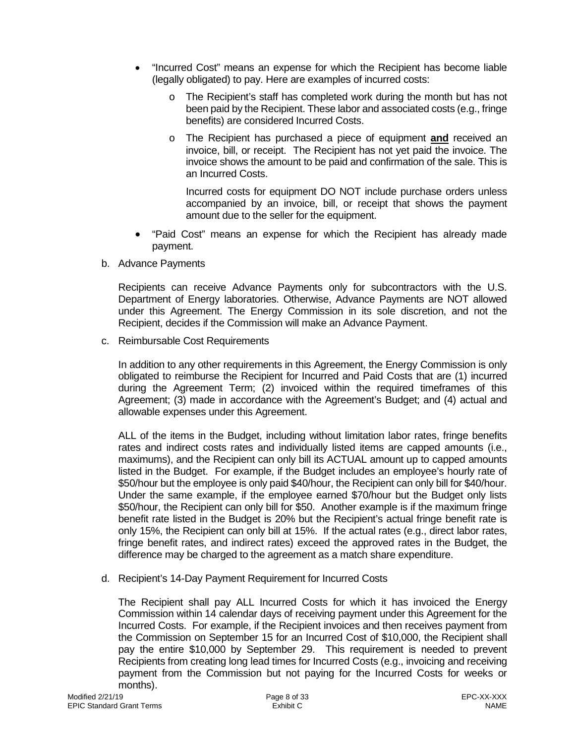- "Incurred Cost" means an expense for which the Recipient has become liable (legally obligated) to pay. Here are examples of incurred costs:
    - The Recipient's staff has completed work during the month but has not been paid by the Recipient. These labor and associated costs (e.g., fringe benefits) are considered Incurred Costs.
    - The Recipient has purchased a piece of equipment **and** received an invoice, bill, or receipt. The Recipient has not yet paid the invoice. The invoice shows the amount to be paid and confirmation of the sale. This is an Incurred Costs.

      Incurred costs for equipment DO NOT include purchase orders unless accompanied by an invoice, bill, or receipt that shows the payment amount due to the seller for the equipment.
- "Paid Cost" means an expense for which the Recipient has already made payment.

b. Advance Payments

Recipients can receive Advance Payments only for subcontractors with the U.S. Department of Energy laboratories. Otherwise, Advance Payments are NOT allowed under this Agreement. The Energy Commission in its sole discretion, and not the Recipient, decides if the Commission will make an Advance Payment.

c. Reimbursable Cost Requirements

In addition to any other requirements in this Agreement, the Energy Commission is only obligated to reimburse the Recipient for Incurred and Paid Costs that are (1) incurred during the Agreement Term; (2) invoiced within the required timeframes of this Agreement; (3) made in accordance with the Agreement's Budget; and (4) actual and allowable expenses under this Agreement.

ALL of the items in the Budget, including without limitation labor rates, fringe benefits rates and indirect costs rates and individually listed items are capped amounts (i.e., maximums), and the Recipient can only bill its ACTUAL amount up to capped amounts listed in the Budget. For example, if the Budget includes an employee's hourly rate of \$50/hour but the employee is only paid \$40/hour, the Recipient can only bill for \$40/hour. Under the same example, if the employee earned \$70/hour but the Budget only lists \$50/hour, the Recipient can only bill for \$50. Another example is if the maximum fringe benefit rate listed in the Budget is 20% but the Recipient's actual fringe benefit rate is only 15%, the Recipient can only bill at 15%. If the actual rates (e.g., direct labor rates, fringe benefit rates, and indirect rates) exceed the approved rates in the Budget, the difference may be charged to the agreement as a match share expenditure.

d. Recipient's 14-Day Payment Requirement for Incurred Costs

The Recipient shall pay ALL Incurred Costs for which it has invoiced the Energy Commission within 14 calendar days of receiving payment under this Agreement for the Incurred Costs. For example, if the Recipient invoices and then receives payment from the Commission on September 15 for an Incurred Cost of \$10,000, the Recipient shall pay the entire \$10,000 by September 29. This requirement is needed to prevent Recipients from creating long lead times for Incurred Costs (e.g., invoicing and receiving payment from the Commission but not paying for the Incurred Costs for weeks or months).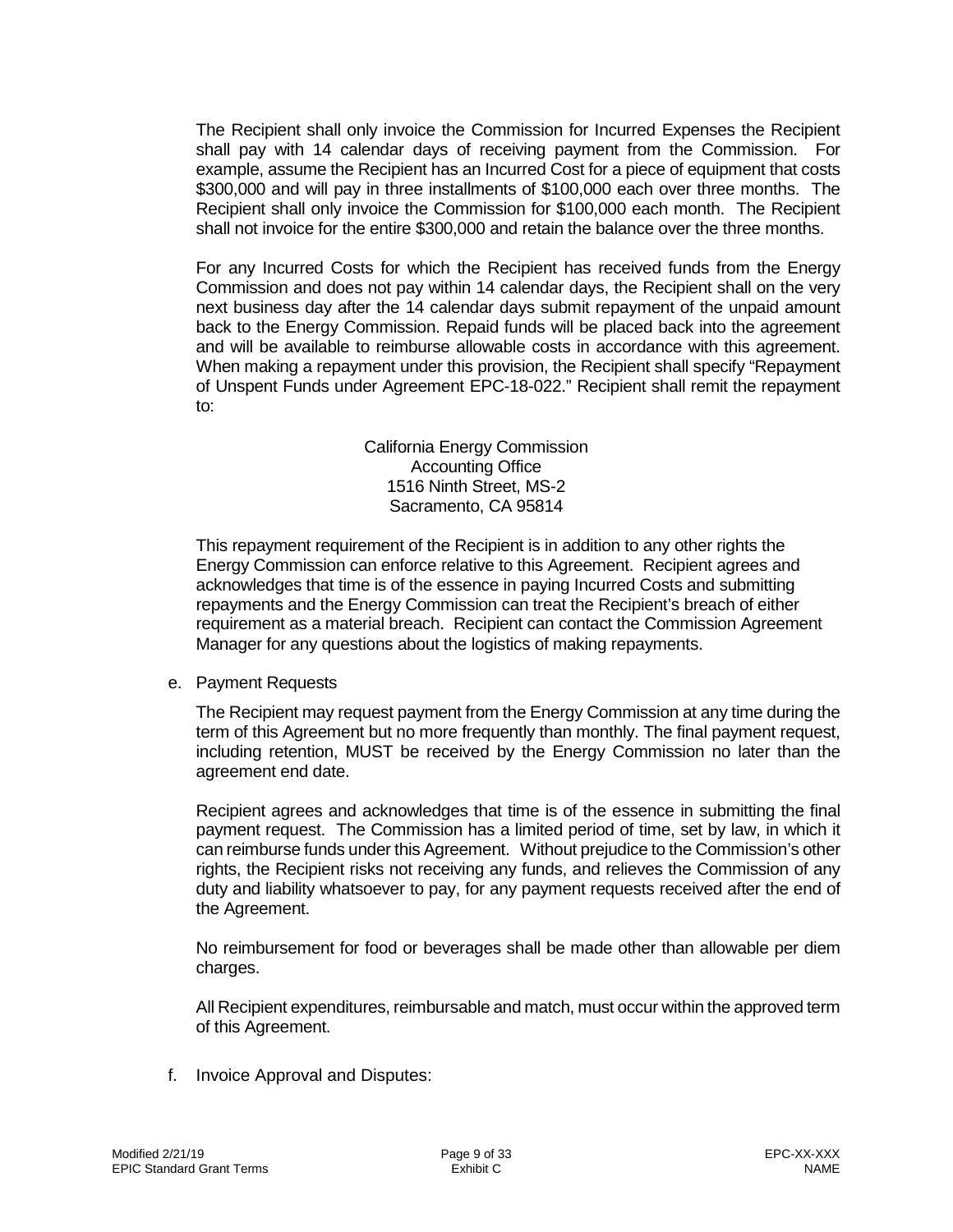The Recipient shall only invoice the Commission for Incurred Expenses the Recipient shall pay with 14 calendar days of receiving payment from the Commission. For example, assume the Recipient has an Incurred Cost for a piece of equipment that costs $300,000 and will pay in three installments of $100,000 each over three months. The Recipient shall only invoice the Commission for $100,000 each month. The Recipient shall not invoice for the entire $300,000 and retain the balance over the three months.

For any Incurred Costs for which the Recipient has received funds from the Energy Commission and does not pay within 14 calendar days, the Recipient shall on the very next business day after the 14 calendar days submit repayment of the unpaid amount back to the Energy Commission. Repaid funds will be placed back into the agreement and will be available to reimburse allowable costs in accordance with this agreement. When making a repayment under this provision, the Recipient shall specify "Repayment of Unspent Funds under Agreement EPC-18-022." Recipient shall remit the repayment to:

California Energy Commission
Accounting Office
1516 Ninth Street, MS-2
Sacramento, CA 95814

This repayment requirement of the Recipient is in addition to any other rights the Energy Commission can enforce relative to this Agreement. Recipient agrees and acknowledges that time is of the essence in paying Incurred Costs and submitting repayments and the Energy Commission can treat the Recipient's breach of either requirement as a material breach. Recipient can contact the Commission Agreement Manager for any questions about the logistics of making repayments.

e. Payment Requests

The Recipient may request payment from the Energy Commission at any time during the term of this Agreement but no more frequently than monthly. The final payment request, including retention, MUST be received by the Energy Commission no later than the agreement end date.

Recipient agrees and acknowledges that time is of the essence in submitting the final payment request. The Commission has a limited period of time, set by law, in which it can reimburse funds under this Agreement. Without prejudice to the Commission's other rights, the Recipient risks not receiving any funds, and relieves the Commission of any duty and liability whatsoever to pay, for any payment requests received after the end of the Agreement.

No reimbursement for food or beverages shall be made other than allowable per diem charges.

All Recipient expenditures, reimbursable and match, must occur within the approved term of this Agreement.

f. Invoice Approval and Disputes: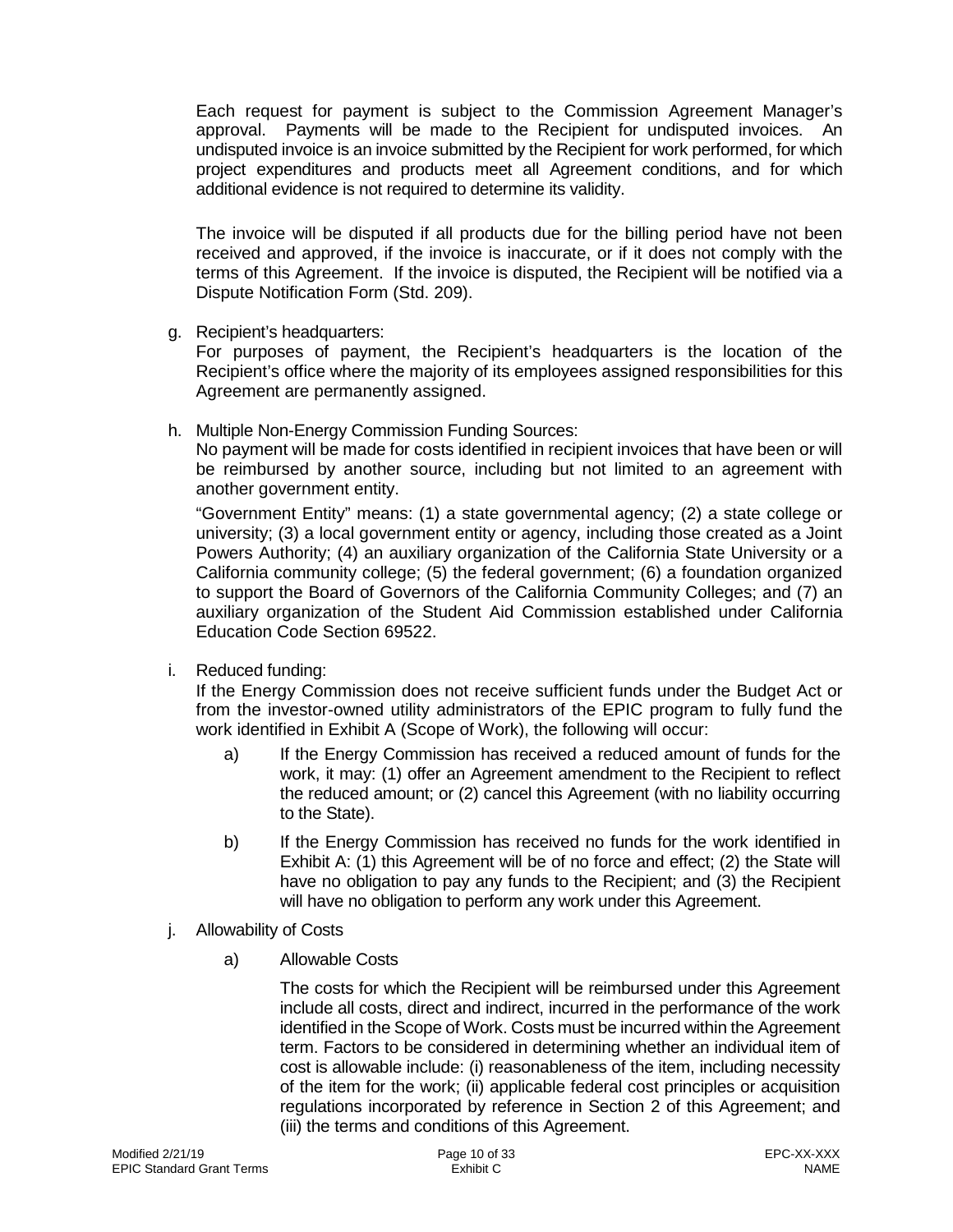Each request for payment is subject to the Commission Agreement Manager's approval. Payments will be made to the Recipient for undisputed invoices. An undisputed invoice is an invoice submitted by the Recipient for work performed, for which project expenditures and products meet all Agreement conditions, and for which additional evidence is not required to determine its validity.

The invoice will be disputed if all products due for the billing period have not been received and approved, if the invoice is inaccurate, or if it does not comply with the terms of this Agreement. If the invoice is disputed, the Recipient will be notified via a Dispute Notification Form (Std. 209).

g. Recipient's headquarters:
For purposes of payment, the Recipient's headquarters is the location of the Recipient's office where the majority of its employees assigned responsibilities for this Agreement are permanently assigned.

h. Multiple Non-Energy Commission Funding Sources:
No payment will be made for costs identified in recipient invoices that have been or will be reimbursed by another source, including but not limited to an agreement with another government entity.

"Government Entity" means: (1) a state governmental agency; (2) a state college or university; (3) a local government entity or agency, including those created as a Joint Powers Authority; (4) an auxiliary organization of the California State University or a California community college; (5) the federal government; (6) a foundation organized to support the Board of Governors of the California Community Colleges; and (7) an auxiliary organization of the Student Aid Commission established under California Education Code Section 69522.

i. Reduced funding:
If the Energy Commission does not receive sufficient funds under the Budget Act or from the investor-owned utility administrators of the EPIC program to fully fund the work identified in Exhibit A (Scope of Work), the following will occur:

   a) If the Energy Commission has received a reduced amount of funds for the work, it may: (1) offer an Agreement amendment to the Recipient to reflect the reduced amount; or (2) cancel this Agreement (with no liability occurring to the State).

   b) If the Energy Commission has received no funds for the work identified in Exhibit A: (1) this Agreement will be of no force and effect; (2) the State will have no obligation to pay any funds to the Recipient; and (3) the Recipient will have no obligation to perform any work under this Agreement.

j. Allowability of Costs

   a) Allowable Costs

      The costs for which the Recipient will be reimbursed under this Agreement include all costs, direct and indirect, incurred in the performance of the work identified in the Scope of Work. Costs must be incurred within the Agreement term. Factors to be considered in determining whether an individual item of cost is allowable include: (i) reasonableness of the item, including necessity of the item for the work; (ii) applicable federal cost principles or acquisition regulations incorporated by reference in Section 2 of this Agreement; and (iii) the terms and conditions of this Agreement.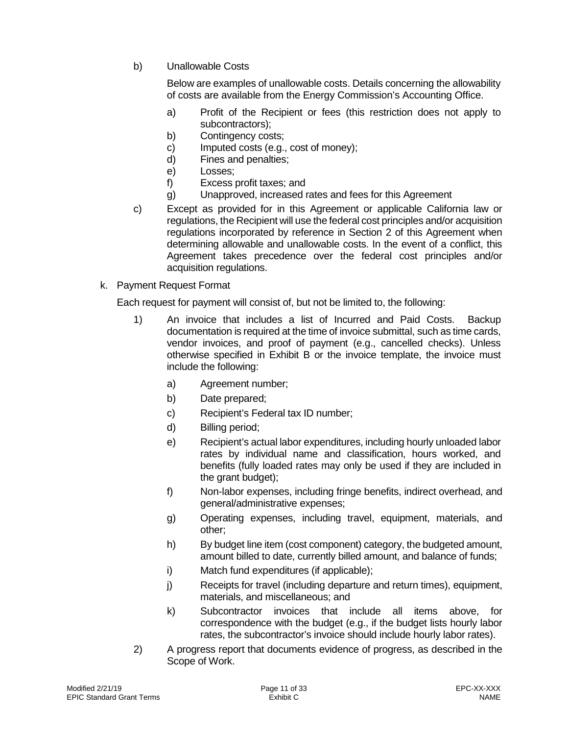b) Unallowable Costs

Below are examples of unallowable costs. Details concerning the allowability of costs are available from the Energy Commission's Accounting Office.

a) Profit of the Recipient or fees (this restriction does not apply to subcontractors);
b) Contingency costs;
c) Imputed costs (e.g., cost of money);
d) Fines and penalties;
e) Losses;
f) Excess profit taxes; and
g) Unapproved, increased rates and fees for this Agreement

c) Except as provided for in this Agreement or applicable California law or regulations, the Recipient will use the federal cost principles and/or acquisition regulations incorporated by reference in Section 2 of this Agreement when determining allowable and unallowable costs. In the event of a conflict, this Agreement takes precedence over the federal cost principles and/or acquisition regulations.

k. Payment Request Format

Each request for payment will consist of, but not be limited to, the following:

1) An invoice that includes a list of Incurred and Paid Costs. Backup documentation is required at the time of invoice submittal, such as time cards, vendor invoices, and proof of payment (e.g., cancelled checks). Unless otherwise specified in Exhibit B or the invoice template, the invoice must include the following:

   a) Agreement number;
   b) Date prepared;
   c) Recipient's Federal tax ID number;
   d) Billing period;
   e) Recipient's actual labor expenditures, including hourly unloaded labor rates by individual name and classification, hours worked, and benefits (fully loaded rates may only be used if they are included in the grant budget);
   f) Non-labor expenses, including fringe benefits, indirect overhead, and general/administrative expenses;
   g) Operating expenses, including travel, equipment, materials, and other;
   h) By budget line item (cost component) category, the budgeted amount, amount billed to date, currently billed amount, and balance of funds;
   i) Match fund expenditures (if applicable);
   j) Receipts for travel (including departure and return times), equipment, materials, and miscellaneous; and
   k) Subcontractor invoices that include all items above, for correspondence with the budget (e.g., if the budget lists hourly labor rates, the subcontractor's invoice should include hourly labor rates).

2) A progress report that documents evidence of progress, as described in the Scope of Work.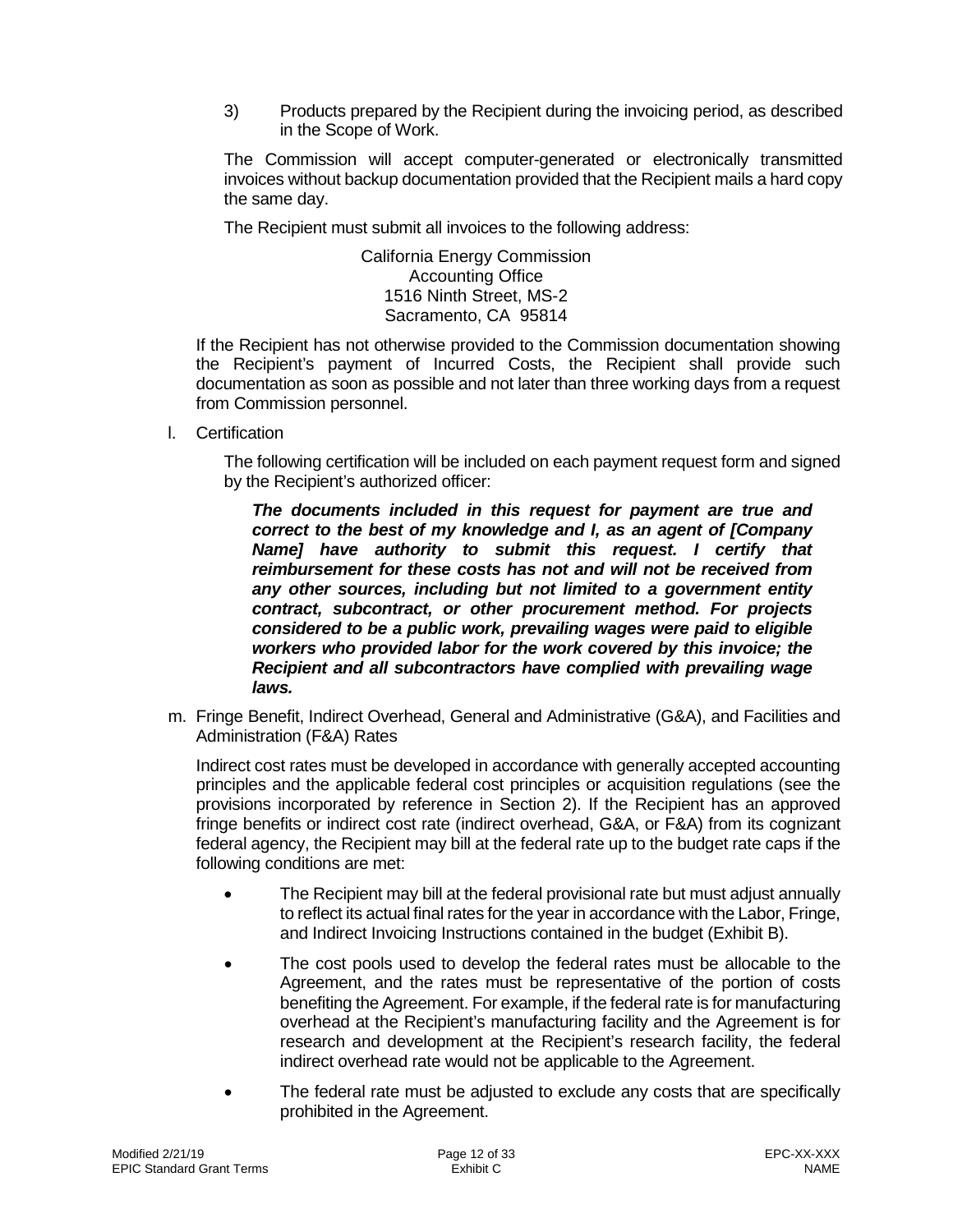3) Products prepared by the Recipient during the invoicing period, as described in the Scope of Work.

The Commission will accept computer-generated or electronically transmitted invoices without backup documentation provided that the Recipient mails a hard copy the same day.

The Recipient must submit all invoices to the following address:

California Energy Commission
Accounting Office
1516 Ninth Street, MS-2
Sacramento, CA 95814

If the Recipient has not otherwise provided to the Commission documentation showing the Recipient's payment of Incurred Costs, the Recipient shall provide such documentation as soon as possible and not later than three working days from a request from Commission personnel.

l. Certification

The following certification will be included on each payment request form and signed by the Recipient's authorized officer:

***The documents included in this request for payment are true and correct to the best of my knowledge and I, as an agent of [Company Name] have authority to submit this request. I certify that reimbursement for these costs has not and will not be received from any other sources, including but not limited to a government entity contract, subcontract, or other procurement method. For projects considered to be a public work, prevailing wages were paid to eligible workers who provided labor for the work covered by this invoice; the Recipient and all subcontractors have complied with prevailing wage laws.***

m. Fringe Benefit, Indirect Overhead, General and Administrative (G&A), and Facilities and Administration (F&A) Rates

Indirect cost rates must be developed in accordance with generally accepted accounting principles and the applicable federal cost principles or acquisition regulations (see the provisions incorporated by reference in Section 2). If the Recipient has an approved fringe benefits or indirect cost rate (indirect overhead, G&A, or F&A) from its cognizant federal agency, the Recipient may bill at the federal rate up to the budget rate caps if the following conditions are met:

- The Recipient may bill at the federal provisional rate but must adjust annually to reflect its actual final rates for the year in accordance with the Labor, Fringe, and Indirect Invoicing Instructions contained in the budget (Exhibit B).
- The cost pools used to develop the federal rates must be allocable to the Agreement, and the rates must be representative of the portion of costs benefiting the Agreement. For example, if the federal rate is for manufacturing overhead at the Recipient's manufacturing facility and the Agreement is for research and development at the Recipient's research facility, the federal indirect overhead rate would not be applicable to the Agreement.
- The federal rate must be adjusted to exclude any costs that are specifically prohibited in the Agreement.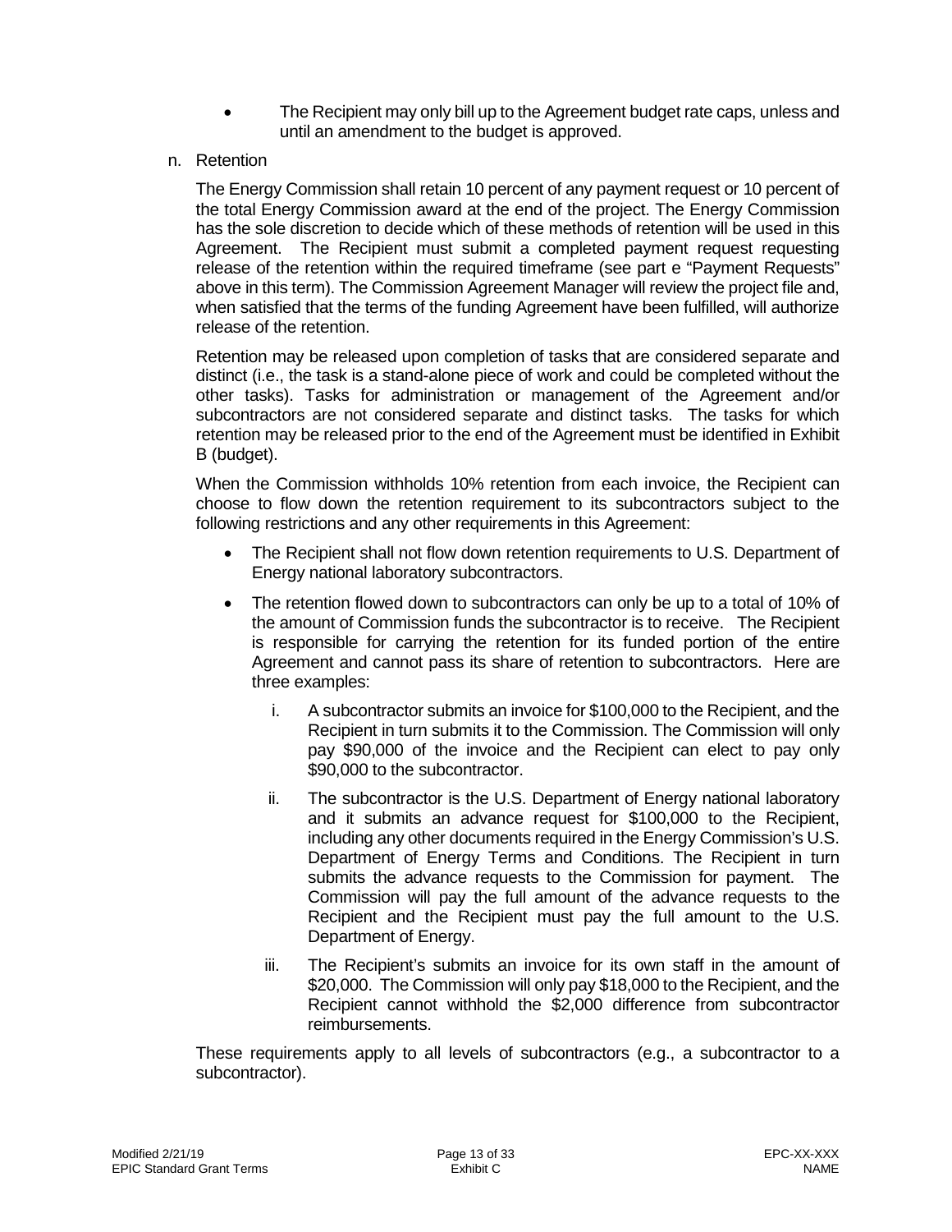- The Recipient may only bill up to the Agreement budget rate caps, unless and until an amendment to the budget is approved.

n. Retention

The Energy Commission shall retain 10 percent of any payment request or 10 percent of the total Energy Commission award at the end of the project. The Energy Commission has the sole discretion to decide which of these methods of retention will be used in this Agreement. The Recipient must submit a completed payment request requesting release of the retention within the required timeframe (see part e "Payment Requests" above in this term). The Commission Agreement Manager will review the project file and, when satisfied that the terms of the funding Agreement have been fulfilled, will authorize release of the retention.

Retention may be released upon completion of tasks that are considered separate and distinct (i.e., the task is a stand-alone piece of work and could be completed without the other tasks). Tasks for administration or management of the Agreement and/or subcontractors are not considered separate and distinct tasks. The tasks for which retention may be released prior to the end of the Agreement must be identified in Exhibit B (budget).

When the Commission withholds 10% retention from each invoice, the Recipient can choose to flow down the retention requirement to its subcontractors subject to the following restrictions and any other requirements in this Agreement:

- The Recipient shall not flow down retention requirements to U.S. Department of Energy national laboratory subcontractors.
- The retention flowed down to subcontractors can only be up to a total of 10% of the amount of Commission funds the subcontractor is to receive. The Recipient is responsible for carrying the retention for its funded portion of the entire Agreement and cannot pass its share of retention to subcontractors. Here are three examples:
  i. A subcontractor submits an invoice for $100,000 to the Recipient, and the Recipient in turn submits it to the Commission. The Commission will only pay $90,000 of the invoice and the Recipient can elect to pay only $90,000 to the subcontractor.
  ii. The subcontractor is the U.S. Department of Energy national laboratory and it submits an advance request for $100,000 to the Recipient, including any other documents required in the Energy Commission's U.S. Department of Energy Terms and Conditions. The Recipient in turn submits the advance requests to the Commission for payment. The Commission will pay the full amount of the advance requests to the Recipient and the Recipient must pay the full amount to the U.S. Department of Energy.
  iii. The Recipient's submits an invoice for its own staff in the amount of $20,000. The Commission will only pay $18,000 to the Recipient, and the Recipient cannot withhold the $2,000 difference from subcontractor reimbursements.

These requirements apply to all levels of subcontractors (e.g., a subcontractor to a subcontractor).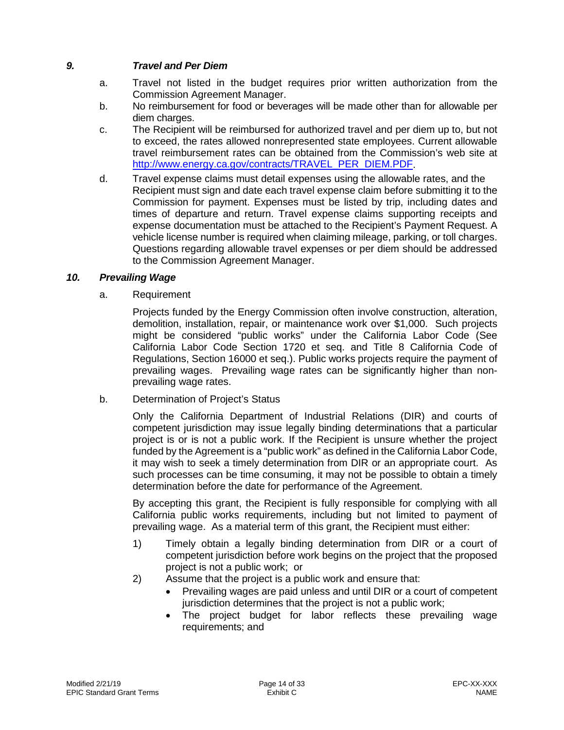### *9. Travel and Per Diem*

a. Travel not listed in the budget requires prior written authorization from the Commission Agreement Manager.

b. No reimbursement for food or beverages will be made other than for allowable per diem charges.

c. The Recipient will be reimbursed for authorized travel and per diem up to, but not to exceed, the rates allowed nonrepresented state employees. Current allowable travel reimbursement rates can be obtained from the Commission's web site at [http://www.energy.ca.gov/contracts/TRAVEL_PER_DIEM.PDF](http://www.energy.ca.gov/contracts/TRAVEL_PER_DIEM.PDF).

d. Travel expense claims must detail expenses using the allowable rates, and the Recipient must sign and date each travel expense claim before submitting it to the Commission for payment. Expenses must be listed by trip, including dates and times of departure and return. Travel expense claims supporting receipts and expense documentation must be attached to the Recipient's Payment Request. A vehicle license number is required when claiming mileage, parking, or toll charges. Questions regarding allowable travel expenses or per diem should be addressed to the Commission Agreement Manager.

### *10. Prevailing Wage*

a. Requirement

Projects funded by the Energy Commission often involve construction, alteration, demolition, installation, repair, or maintenance work over $1,000. Such projects might be considered "public works" under the California Labor Code (See California Labor Code Section 1720 et seq. and Title 8 California Code of Regulations, Section 16000 et seq.). Public works projects require the payment of prevailing wages. Prevailing wage rates can be significantly higher than non-prevailing wage rates.

b. Determination of Project's Status

Only the California Department of Industrial Relations (DIR) and courts of competent jurisdiction may issue legally binding determinations that a particular project is or is not a public work. If the Recipient is unsure whether the project funded by the Agreement is a "public work" as defined in the California Labor Code, it may wish to seek a timely determination from DIR or an appropriate court. As such processes can be time consuming, it may not be possible to obtain a timely determination before the date for performance of the Agreement.

By accepting this grant, the Recipient is fully responsible for complying with all California public works requirements, including but not limited to payment of prevailing wage. As a material term of this grant, the Recipient must either:

1) Timely obtain a legally binding determination from DIR or a court of competent jurisdiction before work begins on the project that the proposed project is not a public work; or
2) Assume that the project is a public work and ensure that:
   - Prevailing wages are paid unless and until DIR or a court of competent jurisdiction determines that the project is not a public work;
   - The project budget for labor reflects these prevailing wage requirements; and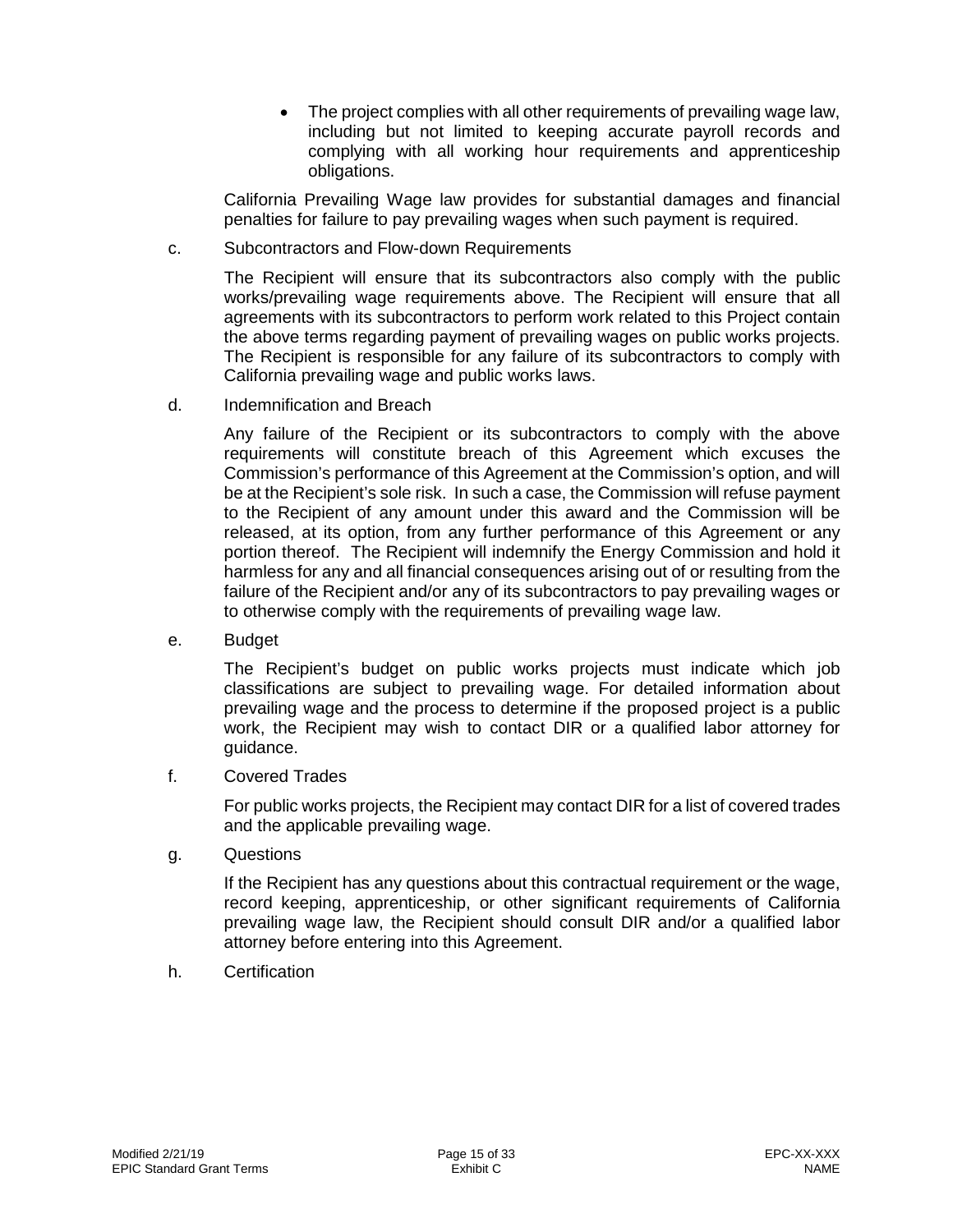- The project complies with all other requirements of prevailing wage law, including but not limited to keeping accurate payroll records and complying with all working hour requirements and apprenticeship obligations.

California Prevailing Wage law provides for substantial damages and financial penalties for failure to pay prevailing wages when such payment is required.

c. Subcontractors and Flow-down Requirements

The Recipient will ensure that its subcontractors also comply with the public works/prevailing wage requirements above. The Recipient will ensure that all agreements with its subcontractors to perform work related to this Project contain the above terms regarding payment of prevailing wages on public works projects. The Recipient is responsible for any failure of its subcontractors to comply with California prevailing wage and public works laws.

d. Indemnification and Breach

Any failure of the Recipient or its subcontractors to comply with the above requirements will constitute breach of this Agreement which excuses the Commission's performance of this Agreement at the Commission's option, and will be at the Recipient's sole risk. In such a case, the Commission will refuse payment to the Recipient of any amount under this award and the Commission will be released, at its option, from any further performance of this Agreement or any portion thereof. The Recipient will indemnify the Energy Commission and hold it harmless for any and all financial consequences arising out of or resulting from the failure of the Recipient and/or any of its subcontractors to pay prevailing wages or to otherwise comply with the requirements of prevailing wage law.

e. Budget

The Recipient's budget on public works projects must indicate which job classifications are subject to prevailing wage. For detailed information about prevailing wage and the process to determine if the proposed project is a public work, the Recipient may wish to contact DIR or a qualified labor attorney for guidance.

f. Covered Trades

For public works projects, the Recipient may contact DIR for a list of covered trades and the applicable prevailing wage.

g. Questions

If the Recipient has any questions about this contractual requirement or the wage, record keeping, apprenticeship, or other significant requirements of California prevailing wage law, the Recipient should consult DIR and/or a qualified labor attorney before entering into this Agreement.

h. Certification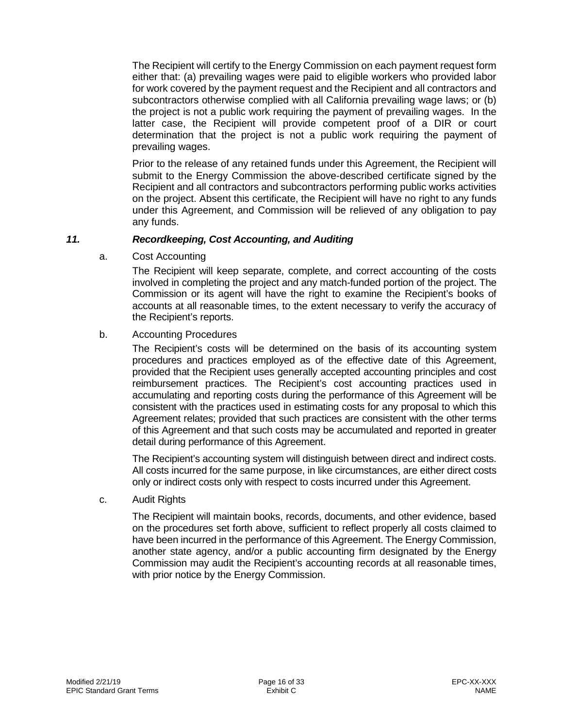The Recipient will certify to the Energy Commission on each payment request form either that: (a) prevailing wages were paid to eligible workers who provided labor for work covered by the payment request and the Recipient and all contractors and subcontractors otherwise complied with all California prevailing wage laws; or (b) the project is not a public work requiring the payment of prevailing wages. In the latter case, the Recipient will provide competent proof of a DIR or court determination that the project is not a public work requiring the payment of prevailing wages.

Prior to the release of any retained funds under this Agreement, the Recipient will submit to the Energy Commission the above-described certificate signed by the Recipient and all contractors and subcontractors performing public works activities on the project. Absent this certificate, the Recipient will have no right to any funds under this Agreement, and Commission will be relieved of any obligation to pay any funds.

### *11. Recordkeeping, Cost Accounting, and Auditing*

a. Cost Accounting

The Recipient will keep separate, complete, and correct accounting of the costs involved in completing the project and any match-funded portion of the project. The Commission or its agent will have the right to examine the Recipient's books of accounts at all reasonable times, to the extent necessary to verify the accuracy of the Recipient's reports.

b. Accounting Procedures

The Recipient's costs will be determined on the basis of its accounting system procedures and practices employed as of the effective date of this Agreement, provided that the Recipient uses generally accepted accounting principles and cost reimbursement practices. The Recipient's cost accounting practices used in accumulating and reporting costs during the performance of this Agreement will be consistent with the practices used in estimating costs for any proposal to which this Agreement relates; provided that such practices are consistent with the other terms of this Agreement and that such costs may be accumulated and reported in greater detail during performance of this Agreement.

The Recipient's accounting system will distinguish between direct and indirect costs. All costs incurred for the same purpose, in like circumstances, are either direct costs only or indirect costs only with respect to costs incurred under this Agreement.

c. Audit Rights

The Recipient will maintain books, records, documents, and other evidence, based on the procedures set forth above, sufficient to reflect properly all costs claimed to have been incurred in the performance of this Agreement. The Energy Commission, another state agency, and/or a public accounting firm designated by the Energy Commission may audit the Recipient's accounting records at all reasonable times, with prior notice by the Energy Commission.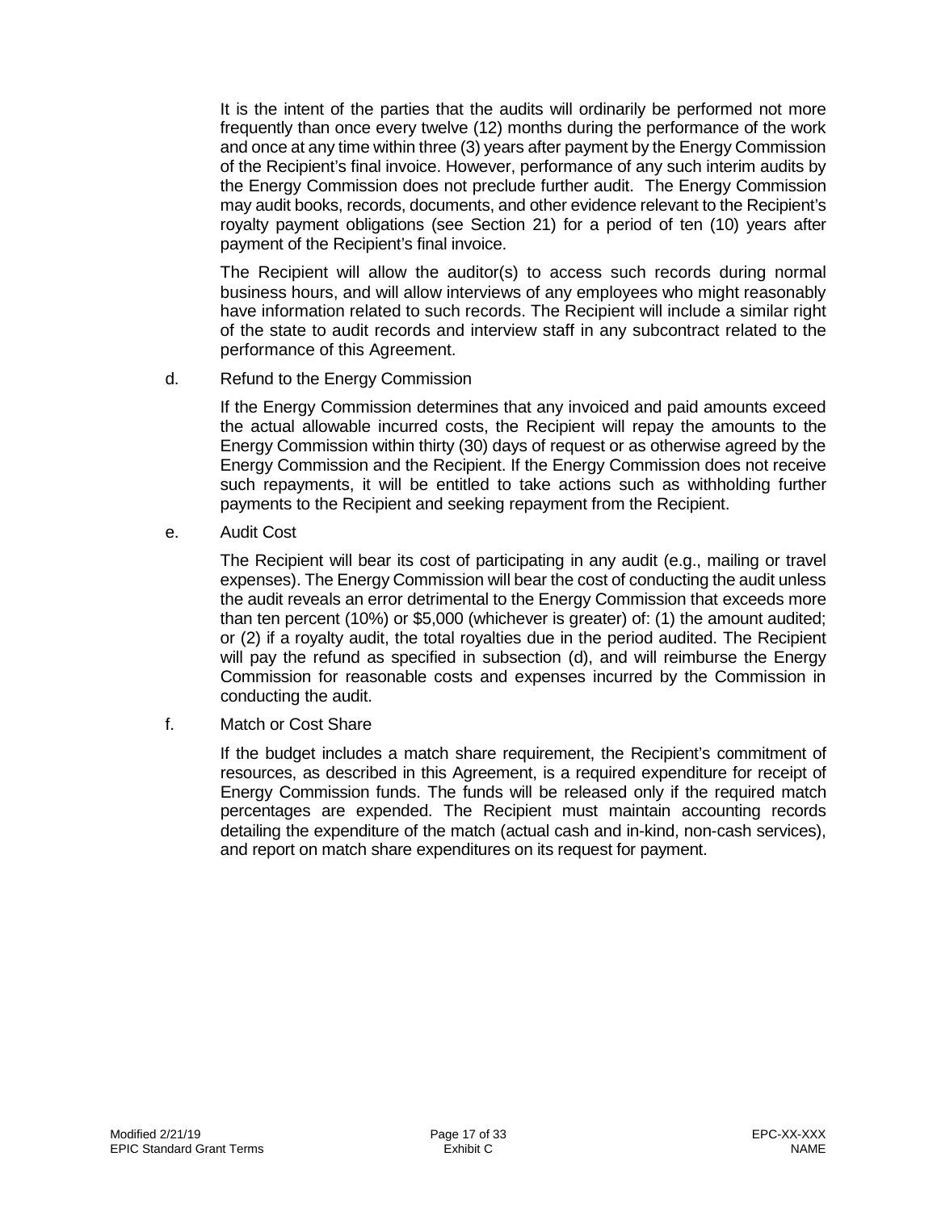It is the intent of the parties that the audits will ordinarily be performed not more frequently than once every twelve (12) months during the performance of the work and once at any time within three (3) years after payment by the Energy Commission of the Recipient's final invoice. However, performance of any such interim audits by the Energy Commission does not preclude further audit. The Energy Commission may audit books, records, documents, and other evidence relevant to the Recipient's royalty payment obligations (see Section 21) for a period of ten (10) years after payment of the Recipient's final invoice.

The Recipient will allow the auditor(s) to access such records during normal business hours, and will allow interviews of any employees who might reasonably have information related to such records. The Recipient will include a similar right of the state to audit records and interview staff in any subcontract related to the performance of this Agreement.

d. Refund to the Energy Commission

If the Energy Commission determines that any invoiced and paid amounts exceed the actual allowable incurred costs, the Recipient will repay the amounts to the Energy Commission within thirty (30) days of request or as otherwise agreed by the Energy Commission and the Recipient. If the Energy Commission does not receive such repayments, it will be entitled to take actions such as withholding further payments to the Recipient and seeking repayment from the Recipient.

e. Audit Cost

The Recipient will bear its cost of participating in any audit (e.g., mailing or travel expenses). The Energy Commission will bear the cost of conducting the audit unless the audit reveals an error detrimental to the Energy Commission that exceeds more than ten percent (10%) or $5,000 (whichever is greater) of: (1) the amount audited; or (2) if a royalty audit, the total royalties due in the period audited. The Recipient will pay the refund as specified in subsection (d), and will reimburse the Energy Commission for reasonable costs and expenses incurred by the Commission in conducting the audit.

f. Match or Cost Share

If the budget includes a match share requirement, the Recipient's commitment of resources, as described in this Agreement, is a required expenditure for receipt of Energy Commission funds. The funds will be released only if the required match percentages are expended. The Recipient must maintain accounting records detailing the expenditure of the match (actual cash and in-kind, non-cash services), and report on match share expenditures on its request for payment.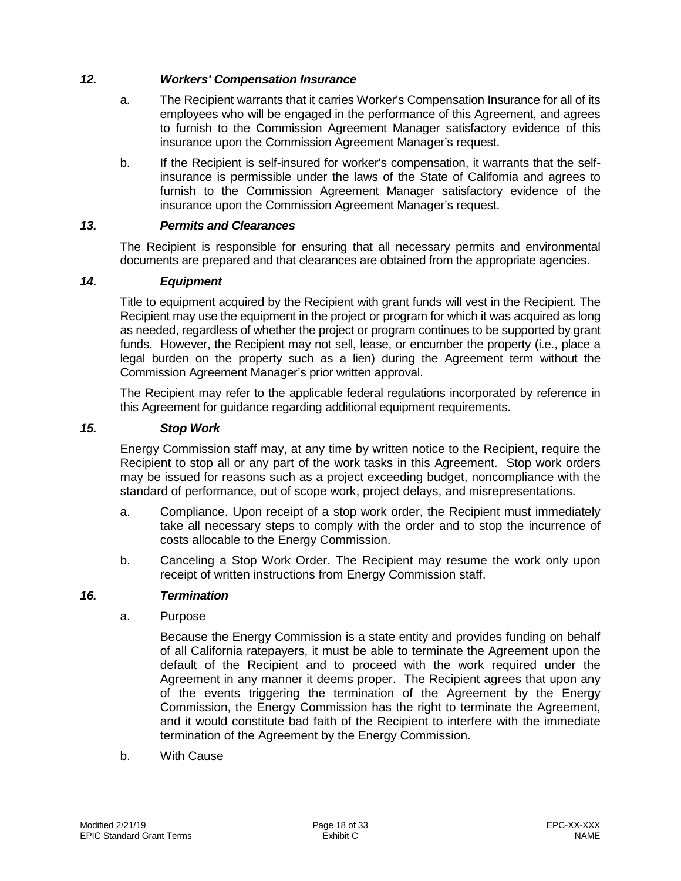### *12. Workers' Compensation Insurance*

a. The Recipient warrants that it carries Worker's Compensation Insurance for all of its employees who will be engaged in the performance of this Agreement, and agrees to furnish to the Commission Agreement Manager satisfactory evidence of this insurance upon the Commission Agreement Manager's request.

b. If the Recipient is self-insured for worker's compensation, it warrants that the self-insurance is permissible under the laws of the State of California and agrees to furnish to the Commission Agreement Manager satisfactory evidence of the insurance upon the Commission Agreement Manager's request.

### *13. Permits and Clearances*

The Recipient is responsible for ensuring that all necessary permits and environmental documents are prepared and that clearances are obtained from the appropriate agencies.

### *14. Equipment*

Title to equipment acquired by the Recipient with grant funds will vest in the Recipient. The Recipient may use the equipment in the project or program for which it was acquired as long as needed, regardless of whether the project or program continues to be supported by grant funds. However, the Recipient may not sell, lease, or encumber the property (i.e., place a legal burden on the property such as a lien) during the Agreement term without the Commission Agreement Manager's prior written approval.

The Recipient may refer to the applicable federal regulations incorporated by reference in this Agreement for guidance regarding additional equipment requirements.

### *15. Stop Work*

Energy Commission staff may, at any time by written notice to the Recipient, require the Recipient to stop all or any part of the work tasks in this Agreement. Stop work orders may be issued for reasons such as a project exceeding budget, noncompliance with the standard of performance, out of scope work, project delays, and misrepresentations.

a. Compliance. Upon receipt of a stop work order, the Recipient must immediately take all necessary steps to comply with the order and to stop the incurrence of costs allocable to the Energy Commission.

b. Canceling a Stop Work Order. The Recipient may resume the work only upon receipt of written instructions from Energy Commission staff.

### *16. Termination*

a. Purpose

Because the Energy Commission is a state entity and provides funding on behalf of all California ratepayers, it must be able to terminate the Agreement upon the default of the Recipient and to proceed with the work required under the Agreement in any manner it deems proper. The Recipient agrees that upon any of the events triggering the termination of the Agreement by the Energy Commission, the Energy Commission has the right to terminate the Agreement, and it would constitute bad faith of the Recipient to interfere with the immediate termination of the Agreement by the Energy Commission.

b. With Cause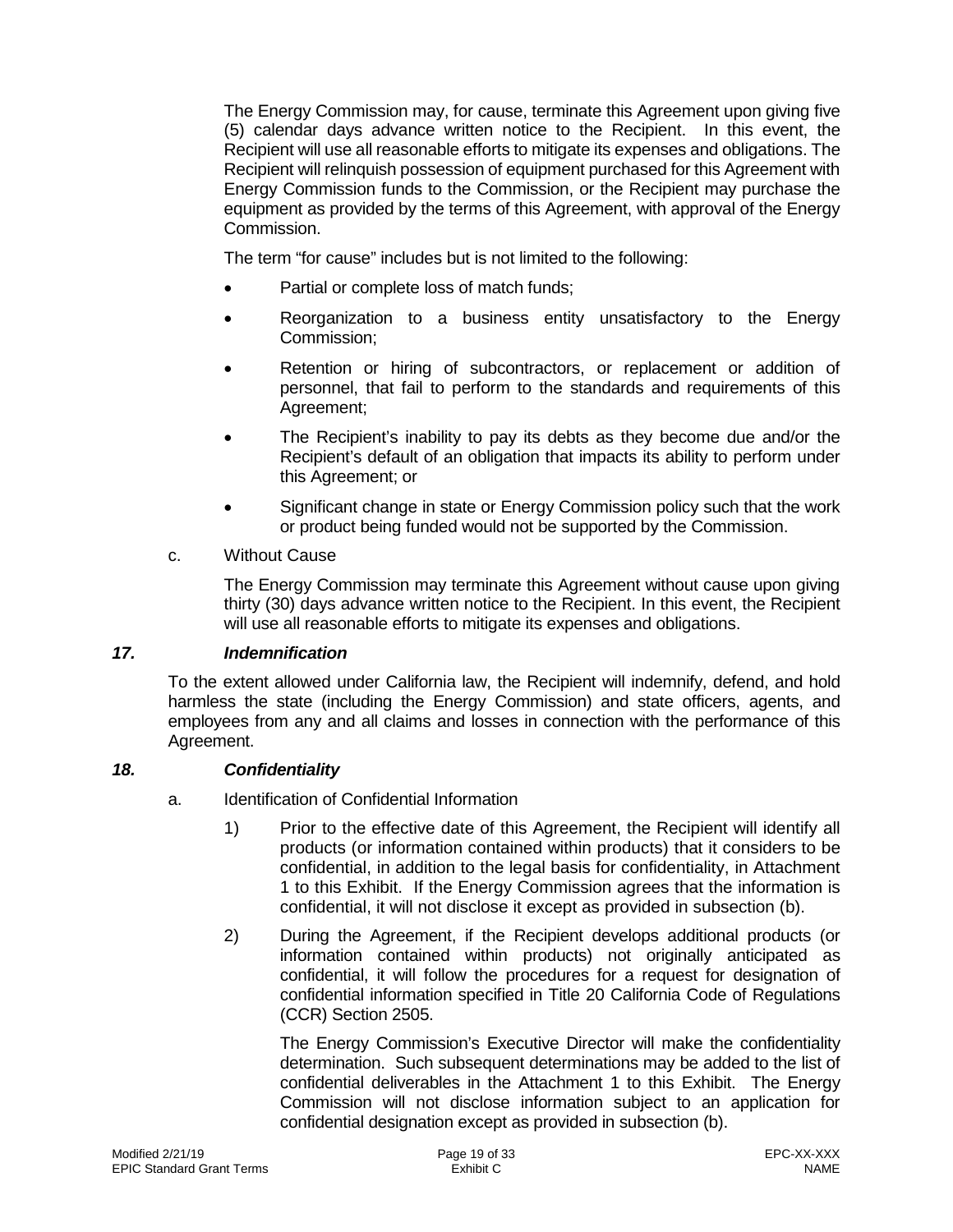The Energy Commission may, for cause, terminate this Agreement upon giving five (5) calendar days advance written notice to the Recipient. In this event, the Recipient will use all reasonable efforts to mitigate its expenses and obligations. The Recipient will relinquish possession of equipment purchased for this Agreement with Energy Commission funds to the Commission, or the Recipient may purchase the equipment as provided by the terms of this Agreement, with approval of the Energy Commission.

The term "for cause" includes but is not limited to the following:

- Partial or complete loss of match funds;
- Reorganization to a business entity unsatisfactory to the Energy Commission;
- Retention or hiring of subcontractors, or replacement or addition of personnel, that fail to perform to the standards and requirements of this Agreement;
- The Recipient's inability to pay its debts as they become due and/or the Recipient's default of an obligation that impacts its ability to perform under this Agreement; or
- Significant change in state or Energy Commission policy such that the work or product being funded would not be supported by the Commission.

c. Without Cause

The Energy Commission may terminate this Agreement without cause upon giving thirty (30) days advance written notice to the Recipient. In this event, the Recipient will use all reasonable efforts to mitigate its expenses and obligations.

### *17. Indemnification*

To the extent allowed under California law, the Recipient will indemnify, defend, and hold harmless the state (including the Energy Commission) and state officers, agents, and employees from any and all claims and losses in connection with the performance of this Agreement.

### *18. Confidentiality*

a. Identification of Confidential Information

1) Prior to the effective date of this Agreement, the Recipient will identify all products (or information contained within products) that it considers to be confidential, in addition to the legal basis for confidentiality, in Attachment 1 to this Exhibit. If the Energy Commission agrees that the information is confidential, it will not disclose it except as provided in subsection (b).

2) During the Agreement, if the Recipient develops additional products (or information contained within products) not originally anticipated as confidential, it will follow the procedures for a request for designation of confidential information specified in Title 20 California Code of Regulations (CCR) Section 2505.

   The Energy Commission's Executive Director will make the confidentiality determination. Such subsequent determinations may be added to the list of confidential deliverables in the Attachment 1 to this Exhibit. The Energy Commission will not disclose information subject to an application for confidential designation except as provided in subsection (b).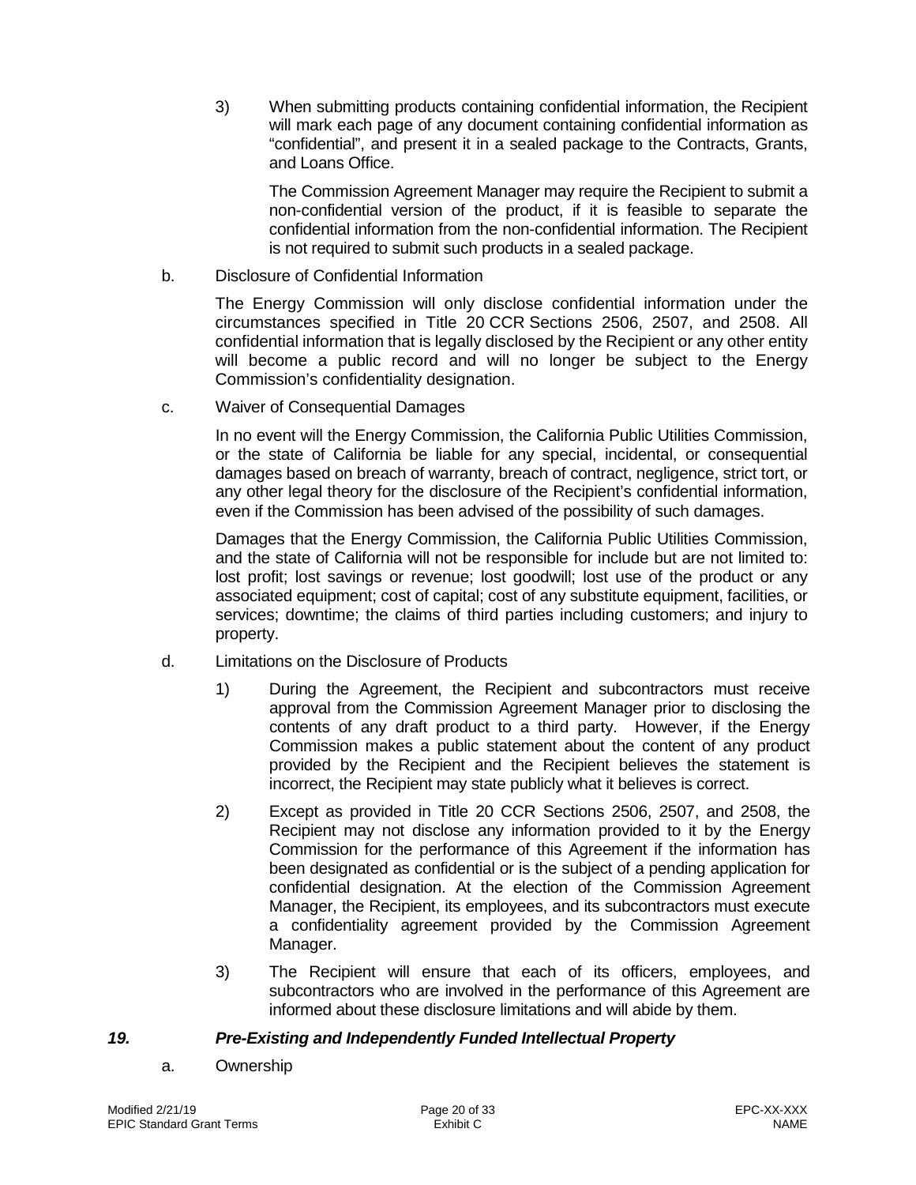3) When submitting products containing confidential information, the Recipient will mark each page of any document containing confidential information as "confidential", and present it in a sealed package to the Contracts, Grants, and Loans Office.

   The Commission Agreement Manager may require the Recipient to submit a non-confidential version of the product, if it is feasible to separate the confidential information from the non-confidential information. The Recipient is not required to submit such products in a sealed package.

b. Disclosure of Confidential Information

   The Energy Commission will only disclose confidential information under the circumstances specified in Title 20 CCR Sections 2506, 2507, and 2508. All confidential information that is legally disclosed by the Recipient or any other entity will become a public record and will no longer be subject to the Energy Commission's confidentiality designation.

c. Waiver of Consequential Damages

   In no event will the Energy Commission, the California Public Utilities Commission, or the state of California be liable for any special, incidental, or consequential damages based on breach of warranty, breach of contract, negligence, strict tort, or any other legal theory for the disclosure of the Recipient's confidential information, even if the Commission has been advised of the possibility of such damages.

   Damages that the Energy Commission, the California Public Utilities Commission, and the state of California will not be responsible for include but are not limited to: lost profit; lost savings or revenue; lost goodwill; lost use of the product or any associated equipment; cost of capital; cost of any substitute equipment, facilities, or services; downtime; the claims of third parties including customers; and injury to property.

d. Limitations on the Disclosure of Products

   1) During the Agreement, the Recipient and subcontractors must receive approval from the Commission Agreement Manager prior to disclosing the contents of any draft product to a third party. However, if the Energy Commission makes a public statement about the content of any product provided by the Recipient and the Recipient believes the statement is incorrect, the Recipient may state publicly what it believes is correct.

   2) Except as provided in Title 20 CCR Sections 2506, 2507, and 2508, the Recipient may not disclose any information provided to it by the Energy Commission for the performance of this Agreement if the information has been designated as confidential or is the subject of a pending application for confidential designation. At the election of the Commission Agreement Manager, the Recipient, its employees, and its subcontractors must execute a confidentiality agreement provided by the Commission Agreement Manager.

   3) The Recipient will ensure that each of its officers, employees, and subcontractors who are involved in the performance of this Agreement are informed about these disclosure limitations and will abide by them.

### *19. Pre-Existing and Independently Funded Intellectual Property*

a. Ownership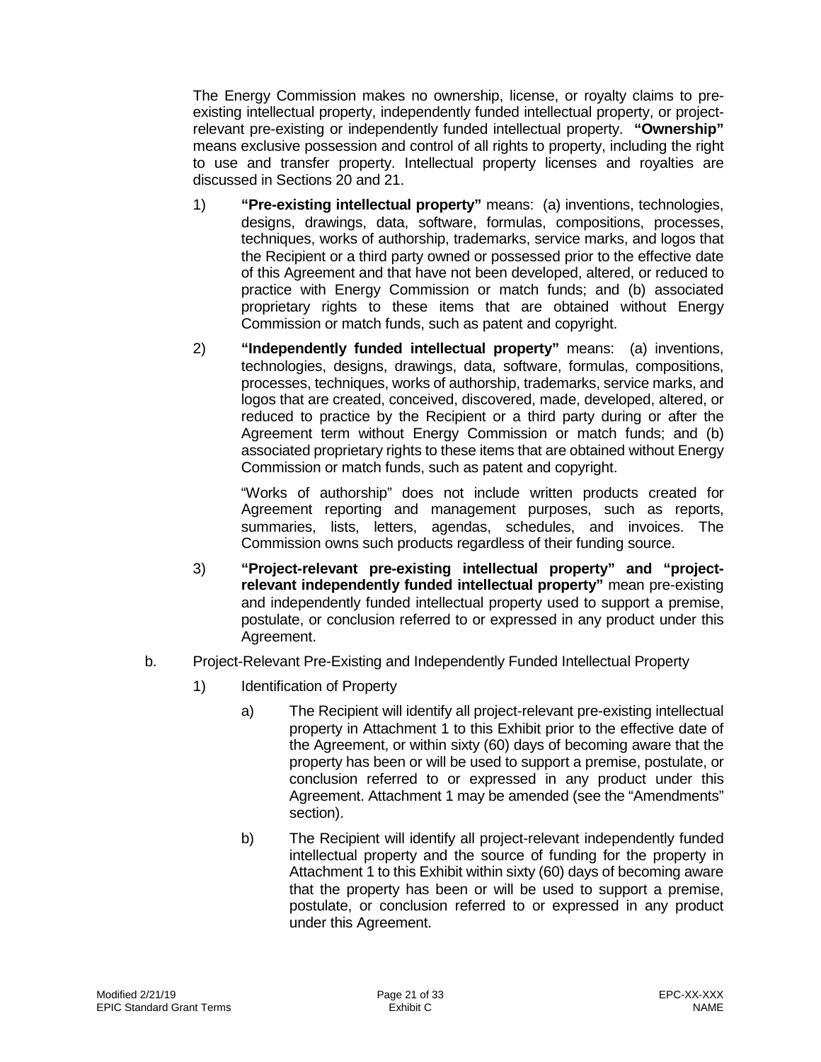The Energy Commission makes no ownership, license, or royalty claims to pre-existing intellectual property, independently funded intellectual property, or project-relevant pre-existing or independently funded intellectual property. **"Ownership"** means exclusive possession and control of all rights to property, including the right to use and transfer property. Intellectual property licenses and royalties are discussed in Sections 20 and 21.

1) **"Pre-existing intellectual property"** means: (a) inventions, technologies, designs, drawings, data, software, formulas, compositions, processes, techniques, works of authorship, trademarks, service marks, and logos that the Recipient or a third party owned or possessed prior to the effective date of this Agreement and that have not been developed, altered, or reduced to practice with Energy Commission or match funds; and (b) associated proprietary rights to these items that are obtained without Energy Commission or match funds, such as patent and copyright.

2) **"Independently funded intellectual property"** means: (a) inventions, technologies, designs, drawings, data, software, formulas, compositions, processes, techniques, works of authorship, trademarks, service marks, and logos that are created, conceived, discovered, made, developed, altered, or reduced to practice by the Recipient or a third party during or after the Agreement term without Energy Commission or match funds; and (b) associated proprietary rights to these items that are obtained without Energy Commission or match funds, such as patent and copyright.

   "Works of authorship" does not include written products created for Agreement reporting and management purposes, such as reports, summaries, lists, letters, agendas, schedules, and invoices. The Commission owns such products regardless of their funding source.

3) **"Project-relevant pre-existing intellectual property" and "project-relevant independently funded intellectual property"** mean pre-existing and independently funded intellectual property used to support a premise, postulate, or conclusion referred to or expressed in any product under this Agreement.

b. Project-Relevant Pre-Existing and Independently Funded Intellectual Property

   1) Identification of Property

      a) The Recipient will identify all project-relevant pre-existing intellectual property in Attachment 1 to this Exhibit prior to the effective date of the Agreement, or within sixty (60) days of becoming aware that the property has been or will be used to support a premise, postulate, or conclusion referred to or expressed in any product under this Agreement. Attachment 1 may be amended (see the "Amendments" section).

      b) The Recipient will identify all project-relevant independently funded intellectual property and the source of funding for the property in Attachment 1 to this Exhibit within sixty (60) days of becoming aware that the property has been or will be used to support a premise, postulate, or conclusion referred to or expressed in any product under this Agreement.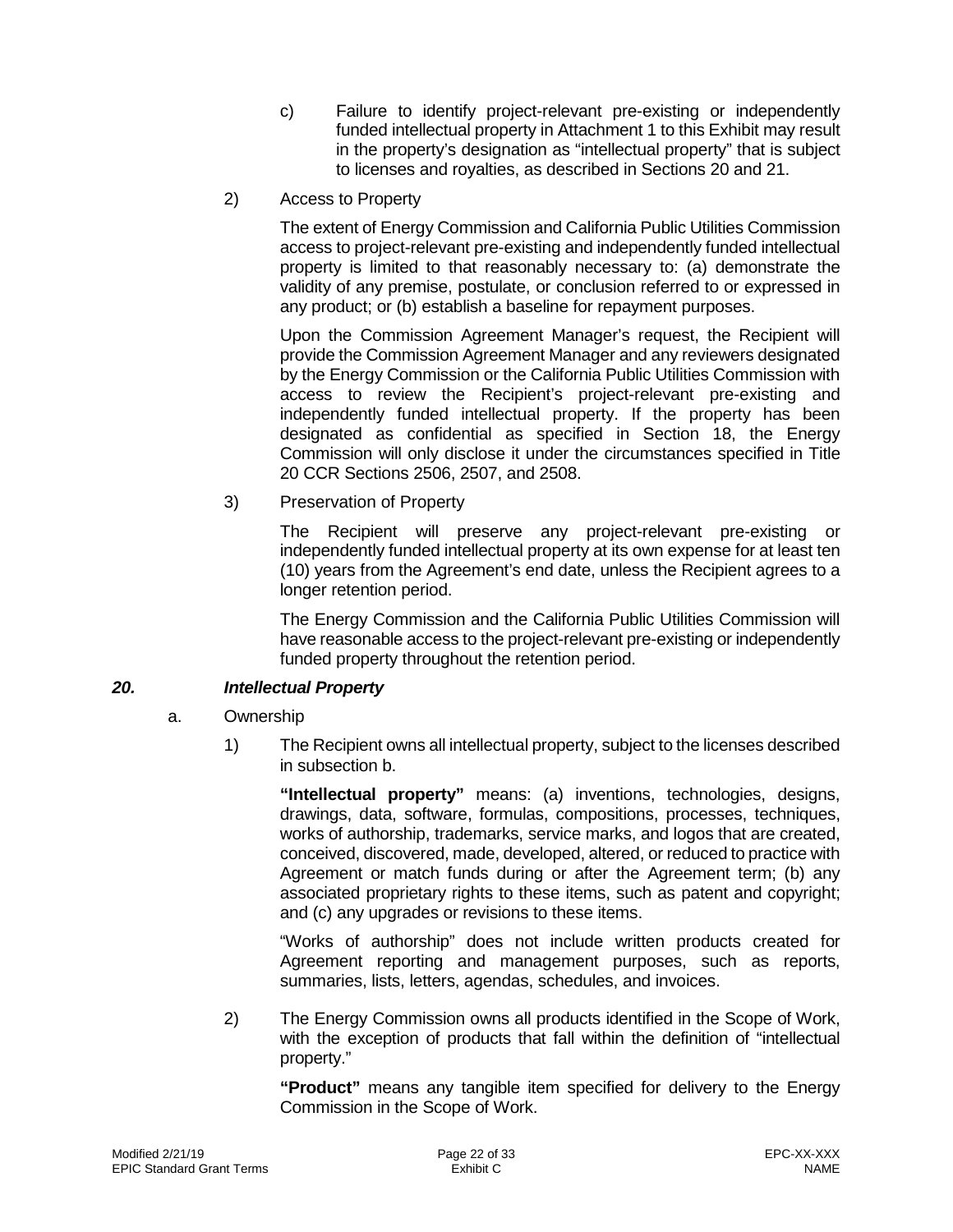c) Failure to identify project-relevant pre-existing or independently funded intellectual property in Attachment 1 to this Exhibit may result in the property's designation as "intellectual property" that is subject to licenses and royalties, as described in Sections 20 and 21.

2) Access to Property

The extent of Energy Commission and California Public Utilities Commission access to project-relevant pre-existing and independently funded intellectual property is limited to that reasonably necessary to: (a) demonstrate the validity of any premise, postulate, or conclusion referred to or expressed in any product; or (b) establish a baseline for repayment purposes.

Upon the Commission Agreement Manager's request, the Recipient will provide the Commission Agreement Manager and any reviewers designated by the Energy Commission or the California Public Utilities Commission with access to review the Recipient's project-relevant pre-existing and independently funded intellectual property. If the property has been designated as confidential as specified in Section 18, the Energy Commission will only disclose it under the circumstances specified in Title 20 CCR Sections 2506, 2507, and 2508.

3) Preservation of Property

The Recipient will preserve any project-relevant pre-existing or independently funded intellectual property at its own expense for at least ten (10) years from the Agreement's end date, unless the Recipient agrees to a longer retention period.

The Energy Commission and the California Public Utilities Commission will have reasonable access to the project-relevant pre-existing or independently funded property throughout the retention period.

### *20. Intellectual Property*

a. Ownership

1) The Recipient owns all intellectual property, subject to the licenses described in subsection b.

**"Intellectual property"** means: (a) inventions, technologies, designs, drawings, data, software, formulas, compositions, processes, techniques, works of authorship, trademarks, service marks, and logos that are created, conceived, discovered, made, developed, altered, or reduced to practice with Agreement or match funds during or after the Agreement term; (b) any associated proprietary rights to these items, such as patent and copyright; and (c) any upgrades or revisions to these items.

"Works of authorship" does not include written products created for Agreement reporting and management purposes, such as reports, summaries, lists, letters, agendas, schedules, and invoices.

2) The Energy Commission owns all products identified in the Scope of Work, with the exception of products that fall within the definition of "intellectual property."

**"Product"** means any tangible item specified for delivery to the Energy Commission in the Scope of Work.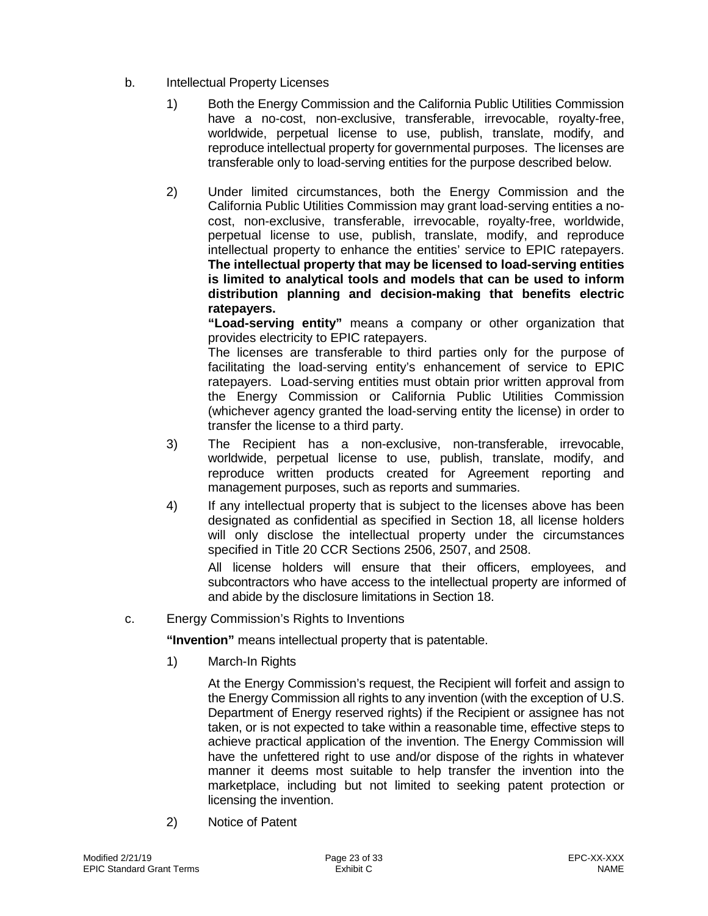b. Intellectual Property Licenses

1) Both the Energy Commission and the California Public Utilities Commission have a no-cost, non-exclusive, transferable, irrevocable, royalty-free, worldwide, perpetual license to use, publish, translate, modify, and reproduce intellectual property for governmental purposes. The licenses are transferable only to load-serving entities for the purpose described below.

2) Under limited circumstances, both the Energy Commission and the California Public Utilities Commission may grant load-serving entities a no-cost, non-exclusive, transferable, irrevocable, royalty-free, worldwide, perpetual license to use, publish, translate, modify, and reproduce intellectual property to enhance the entities' service to EPIC ratepayers. **The intellectual property that may be licensed to load-serving entities is limited to analytical tools and models that can be used to inform distribution planning and decision-making that benefits electric ratepayers.**

   **"Load-serving entity"** means a company or other organization that provides electricity to EPIC ratepayers.

   The licenses are transferable to third parties only for the purpose of facilitating the load-serving entity's enhancement of service to EPIC ratepayers. Load-serving entities must obtain prior written approval from the Energy Commission or California Public Utilities Commission (whichever agency granted the load-serving entity the license) in order to transfer the license to a third party.

3) The Recipient has a non-exclusive, non-transferable, irrevocable, worldwide, perpetual license to use, publish, translate, modify, and reproduce written products created for Agreement reporting and management purposes, such as reports and summaries.

4) If any intellectual property that is subject to the licenses above has been designated as confidential as specified in Section 18, all license holders will only disclose the intellectual property under the circumstances specified in Title 20 CCR Sections 2506, 2507, and 2508.

   All license holders will ensure that their officers, employees, and subcontractors who have access to the intellectual property are informed of and abide by the disclosure limitations in Section 18.

c. Energy Commission's Rights to Inventions

**"Invention"** means intellectual property that is patentable.

1) March-In Rights

   At the Energy Commission's request, the Recipient will forfeit and assign to the Energy Commission all rights to any invention (with the exception of U.S. Department of Energy reserved rights) if the Recipient or assignee has not taken, or is not expected to take within a reasonable time, effective steps to achieve practical application of the invention. The Energy Commission will have the unfettered right to use and/or dispose of the rights in whatever manner it deems most suitable to help transfer the invention into the marketplace, including but not limited to seeking patent protection or licensing the invention.

2) Notice of Patent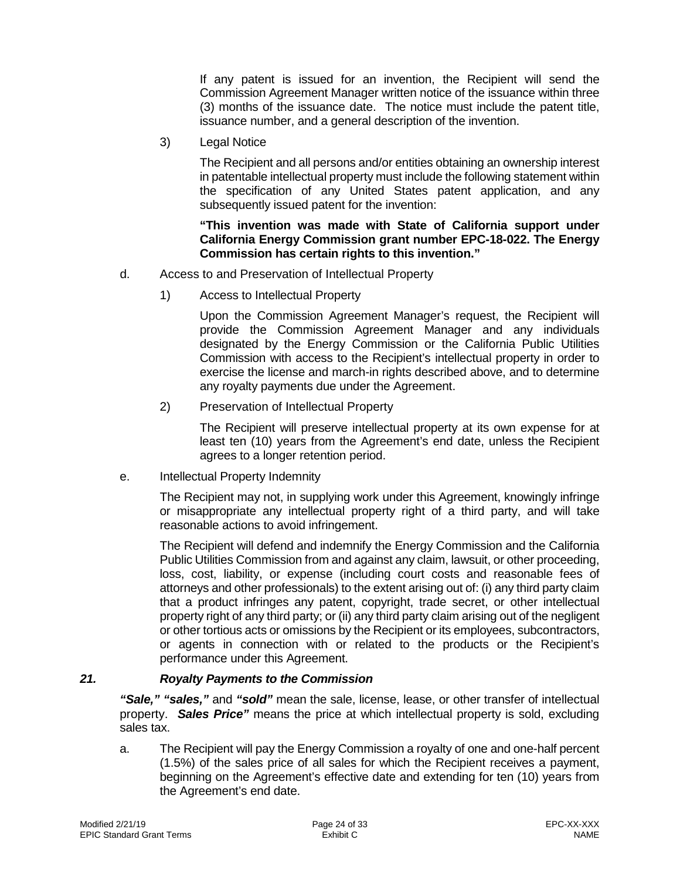If any patent is issued for an invention, the Recipient will send the Commission Agreement Manager written notice of the issuance within three (3) months of the issuance date. The notice must include the patent title, issuance number, and a general description of the invention.

3) Legal Notice

The Recipient and all persons and/or entities obtaining an ownership interest in patentable intellectual property must include the following statement within the specification of any United States patent application, and any subsequently issued patent for the invention:

**"This invention was made with State of California support under California Energy Commission grant number EPC-18-022. The Energy Commission has certain rights to this invention."**

d. Access to and Preservation of Intellectual Property

1) Access to Intellectual Property

Upon the Commission Agreement Manager's request, the Recipient will provide the Commission Agreement Manager and any individuals designated by the Energy Commission or the California Public Utilities Commission with access to the Recipient's intellectual property in order to exercise the license and march-in rights described above, and to determine any royalty payments due under the Agreement.

2) Preservation of Intellectual Property

The Recipient will preserve intellectual property at its own expense for at least ten (10) years from the Agreement's end date, unless the Recipient agrees to a longer retention period.

e. Intellectual Property Indemnity

The Recipient may not, in supplying work under this Agreement, knowingly infringe or misappropriate any intellectual property right of a third party, and will take reasonable actions to avoid infringement.

The Recipient will defend and indemnify the Energy Commission and the California Public Utilities Commission from and against any claim, lawsuit, or other proceeding, loss, cost, liability, or expense (including court costs and reasonable fees of attorneys and other professionals) to the extent arising out of: (i) any third party claim that a product infringes any patent, copyright, trade secret, or other intellectual property right of any third party; or (ii) any third party claim arising out of the negligent or other tortious acts or omissions by the Recipient or its employees, subcontractors, or agents in connection with or related to the products or the Recipient's performance under this Agreement.

### *21. Royalty Payments to the Commission*

***"Sale," "sales,"*** and ***"sold"*** mean the sale, license, lease, or other transfer of intellectual property. ***Sales Price"*** means the price at which intellectual property is sold, excluding sales tax.

a. The Recipient will pay the Energy Commission a royalty of one and one-half percent (1.5%) of the sales price of all sales for which the Recipient receives a payment, beginning on the Agreement's effective date and extending for ten (10) years from the Agreement's end date.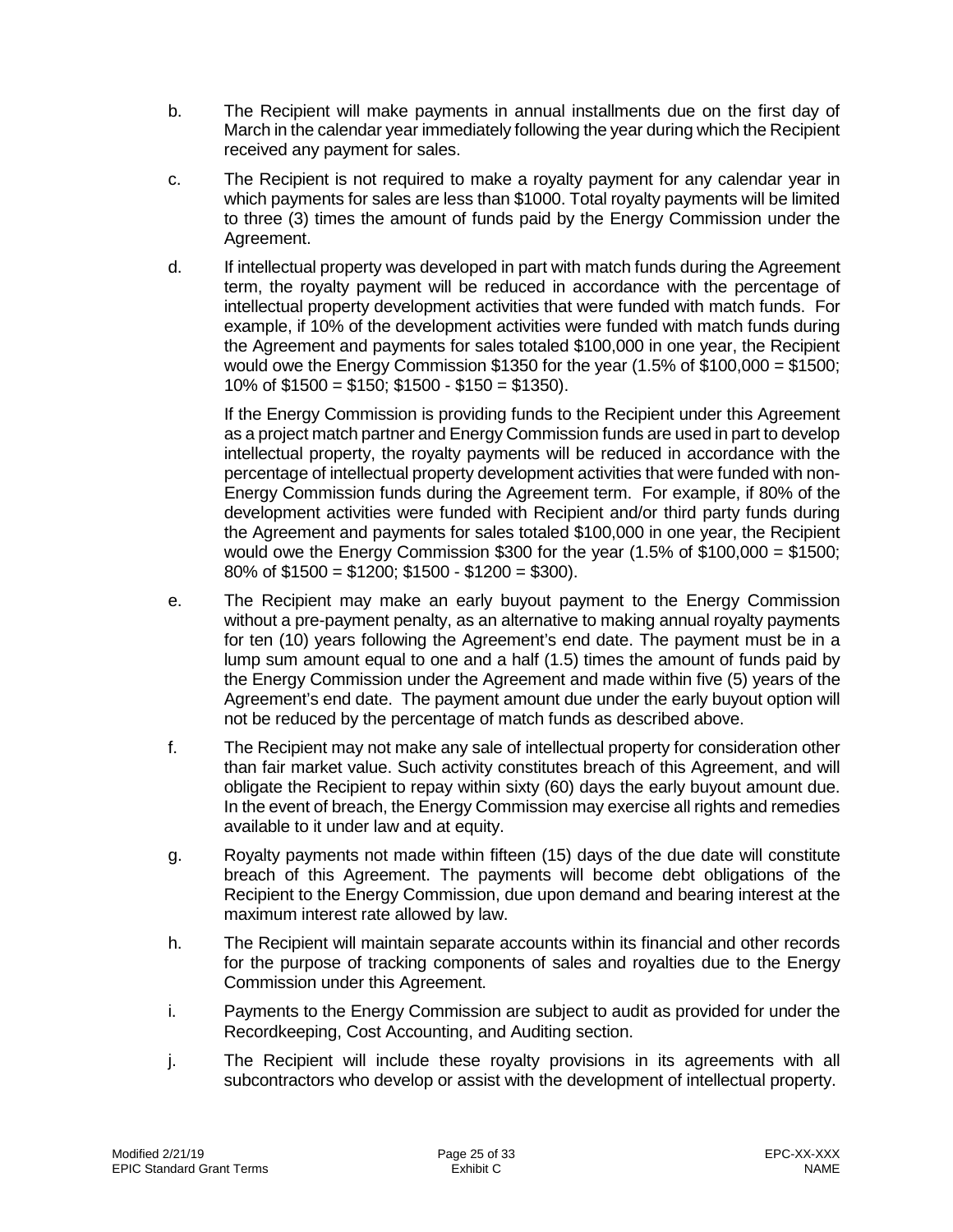b. The Recipient will make payments in annual installments due on the first day of March in the calendar year immediately following the year during which the Recipient received any payment for sales.

c. The Recipient is not required to make a royalty payment for any calendar year in which payments for sales are less than $1000. Total royalty payments will be limited to three (3) times the amount of funds paid by the Energy Commission under the Agreement.

d. If intellectual property was developed in part with match funds during the Agreement term, the royalty payment will be reduced in accordance with the percentage of intellectual property development activities that were funded with match funds. For example, if 10% of the development activities were funded with match funds during the Agreement and payments for sales totaled $100,000 in one year, the Recipient would owe the Energy Commission $1350 for the year (1.5% of $100,000 = $1500; 10% of $1500 = $150; $1500 - $150 = $1350).

   If the Energy Commission is providing funds to the Recipient under this Agreement as a project match partner and Energy Commission funds are used in part to develop intellectual property, the royalty payments will be reduced in accordance with the percentage of intellectual property development activities that were funded with non-Energy Commission funds during the Agreement term. For example, if 80% of the development activities were funded with Recipient and/or third party funds during the Agreement and payments for sales totaled $100,000 in one year, the Recipient would owe the Energy Commission $300 for the year (1.5% of $100,000 = $1500; 80% of $1500 = $1200; $1500 - $1200 = $300).

e. The Recipient may make an early buyout payment to the Energy Commission without a pre-payment penalty, as an alternative to making annual royalty payments for ten (10) years following the Agreement's end date. The payment must be in a lump sum amount equal to one and a half (1.5) times the amount of funds paid by the Energy Commission under the Agreement and made within five (5) years of the Agreement's end date. The payment amount due under the early buyout option will not be reduced by the percentage of match funds as described above.

f. The Recipient may not make any sale of intellectual property for consideration other than fair market value. Such activity constitutes breach of this Agreement, and will obligate the Recipient to repay within sixty (60) days the early buyout amount due. In the event of breach, the Energy Commission may exercise all rights and remedies available to it under law and at equity.

g. Royalty payments not made within fifteen (15) days of the due date will constitute breach of this Agreement. The payments will become debt obligations of the Recipient to the Energy Commission, due upon demand and bearing interest at the maximum interest rate allowed by law.

h. The Recipient will maintain separate accounts within its financial and other records for the purpose of tracking components of sales and royalties due to the Energy Commission under this Agreement.

i. Payments to the Energy Commission are subject to audit as provided for under the Recordkeeping, Cost Accounting, and Auditing section.

j. The Recipient will include these royalty provisions in its agreements with all subcontractors who develop or assist with the development of intellectual property.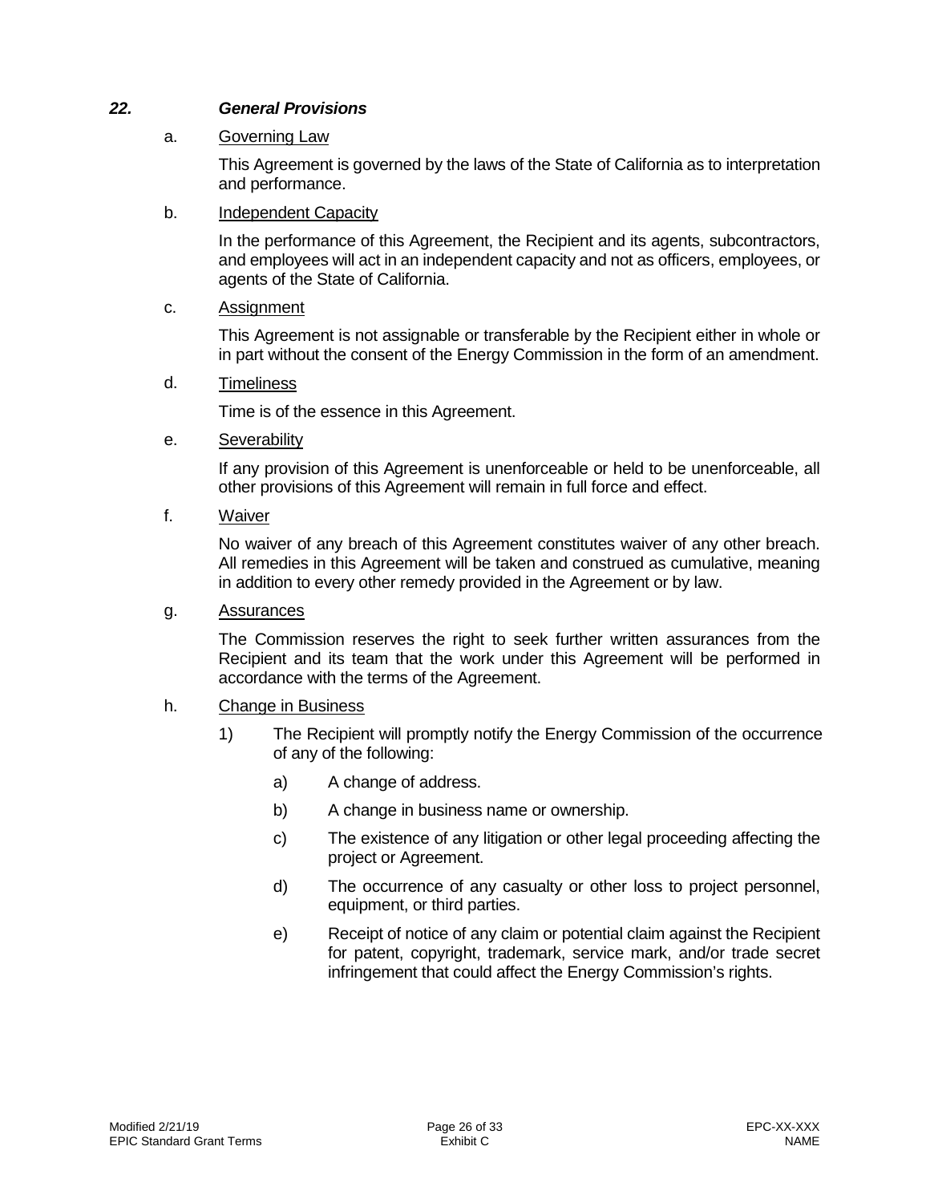### *22. General Provisions*

a. Governing Law

This Agreement is governed by the laws of the State of California as to interpretation and performance.

b. Independent Capacity

In the performance of this Agreement, the Recipient and its agents, subcontractors, and employees will act in an independent capacity and not as officers, employees, or agents of the State of California.

c. Assignment

This Agreement is not assignable or transferable by the Recipient either in whole or in part without the consent of the Energy Commission in the form of an amendment.

d. Timeliness

Time is of the essence in this Agreement.

e. Severability

If any provision of this Agreement is unenforceable or held to be unenforceable, all other provisions of this Agreement will remain in full force and effect.

f. Waiver

No waiver of any breach of this Agreement constitutes waiver of any other breach. All remedies in this Agreement will be taken and construed as cumulative, meaning in addition to every other remedy provided in the Agreement or by law.

g. Assurances

The Commission reserves the right to seek further written assurances from the Recipient and its team that the work under this Agreement will be performed in accordance with the terms of the Agreement.

h. Change in Business

1) The Recipient will promptly notify the Energy Commission of the occurrence of any of the following:

   a) A change of address.

   b) A change in business name or ownership.

   c) The existence of any litigation or other legal proceeding affecting the project or Agreement.

   d) The occurrence of any casualty or other loss to project personnel, equipment, or third parties.

   e) Receipt of notice of any claim or potential claim against the Recipient for patent, copyright, trademark, service mark, and/or trade secret infringement that could affect the Energy Commission's rights.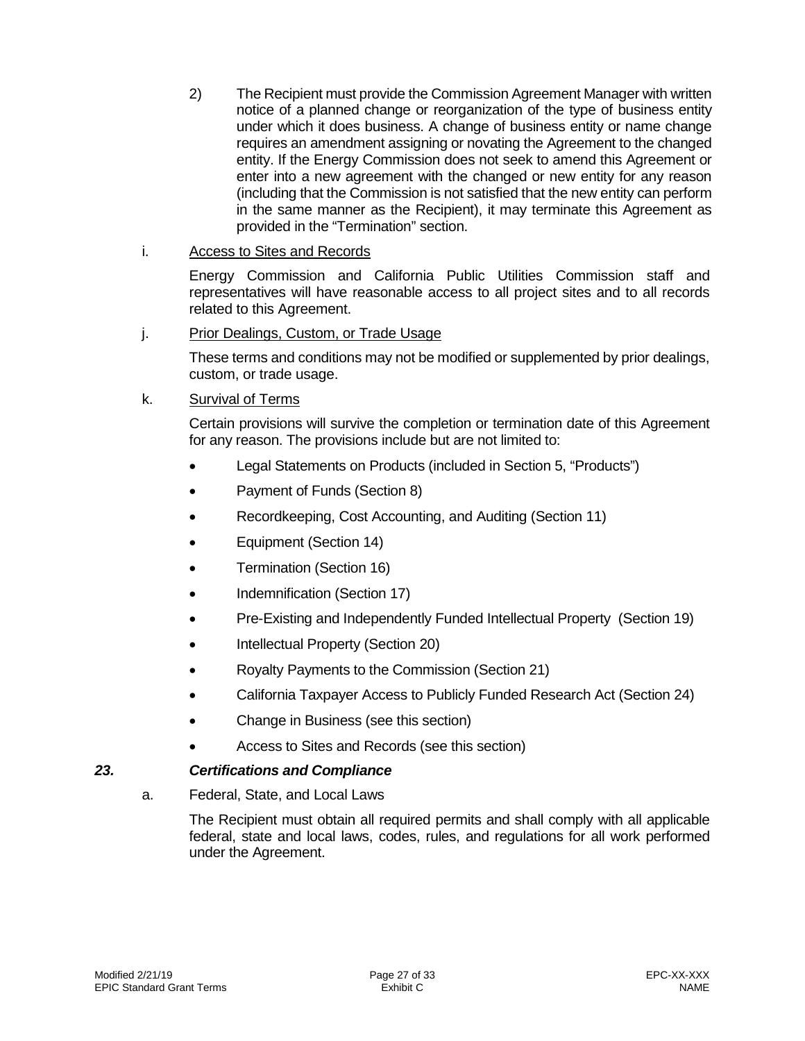2) The Recipient must provide the Commission Agreement Manager with written notice of a planned change or reorganization of the type of business entity under which it does business. A change of business entity or name change requires an amendment assigning or novating the Agreement to the changed entity. If the Energy Commission does not seek to amend this Agreement or enter into a new agreement with the changed or new entity for any reason (including that the Commission is not satisfied that the new entity can perform in the same manner as the Recipient), it may terminate this Agreement as provided in the "Termination" section.

i. <u>Access to Sites and Records</u>

Energy Commission and California Public Utilities Commission staff and representatives will have reasonable access to all project sites and to all records related to this Agreement.

j. <u>Prior Dealings, Custom, or Trade Usage</u>

These terms and conditions may not be modified or supplemented by prior dealings, custom, or trade usage.

k. <u>Survival of Terms</u>

Certain provisions will survive the completion or termination date of this Agreement for any reason. The provisions include but are not limited to:

- Legal Statements on Products (included in Section 5, "Products")
- Payment of Funds (Section 8)
- Recordkeeping, Cost Accounting, and Auditing (Section 11)
- Equipment (Section 14)
- Termination (Section 16)
- Indemnification (Section 17)
- Pre-Existing and Independently Funded Intellectual Property (Section 19)
- Intellectual Property (Section 20)
- Royalty Payments to the Commission (Section 21)
- California Taxpayer Access to Publicly Funded Research Act (Section 24)
- Change in Business (see this section)
- Access to Sites and Records (see this section)

### *23. Certifications and Compliance*

a. Federal, State, and Local Laws

The Recipient must obtain all required permits and shall comply with all applicable federal, state and local laws, codes, rules, and regulations for all work performed under the Agreement.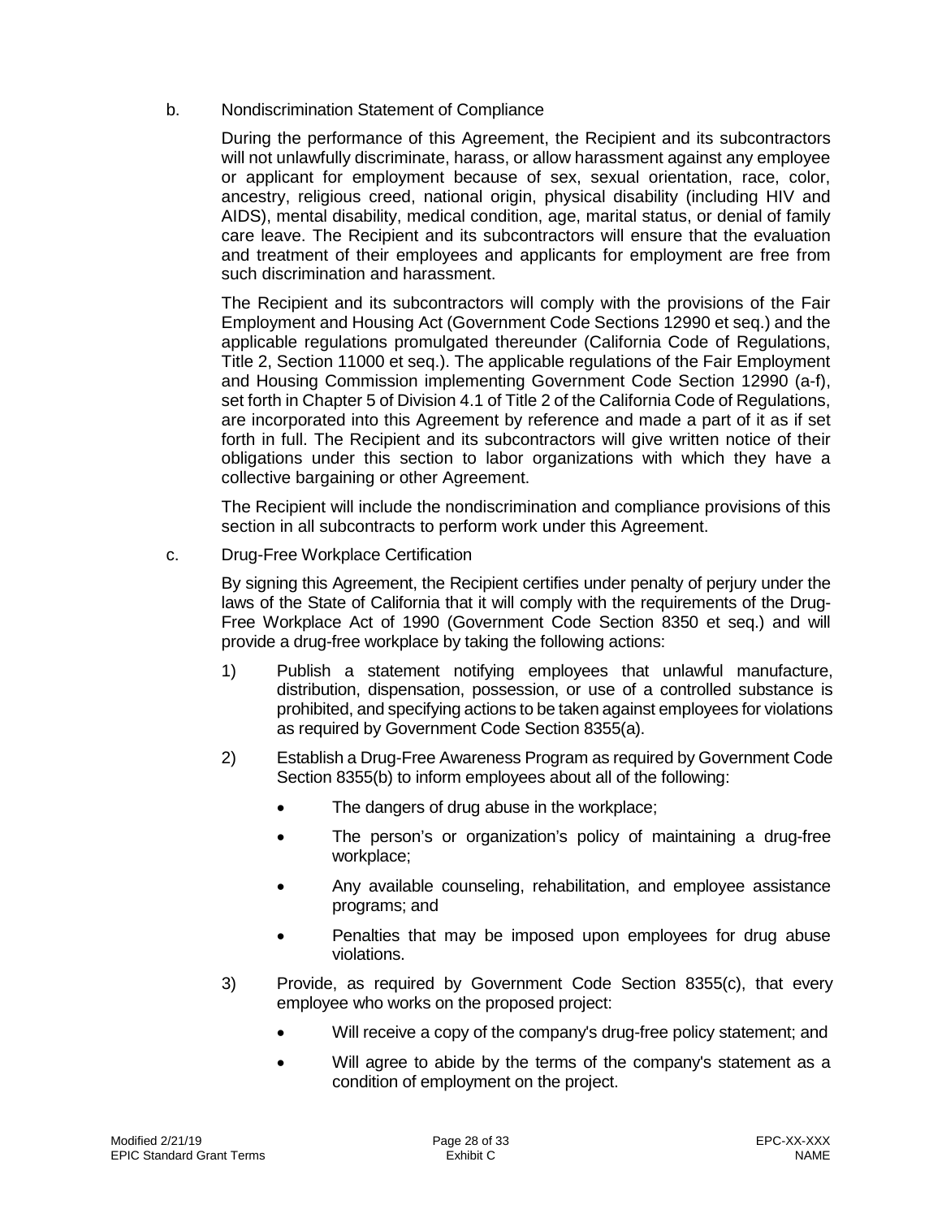b. Nondiscrimination Statement of Compliance

During the performance of this Agreement, the Recipient and its subcontractors will not unlawfully discriminate, harass, or allow harassment against any employee or applicant for employment because of sex, sexual orientation, race, color, ancestry, religious creed, national origin, physical disability (including HIV and AIDS), mental disability, medical condition, age, marital status, or denial of family care leave. The Recipient and its subcontractors will ensure that the evaluation and treatment of their employees and applicants for employment are free from such discrimination and harassment.

The Recipient and its subcontractors will comply with the provisions of the Fair Employment and Housing Act (Government Code Sections 12990 et seq.) and the applicable regulations promulgated thereunder (California Code of Regulations, Title 2, Section 11000 et seq.). The applicable regulations of the Fair Employment and Housing Commission implementing Government Code Section 12990 (a-f), set forth in Chapter 5 of Division 4.1 of Title 2 of the California Code of Regulations, are incorporated into this Agreement by reference and made a part of it as if set forth in full. The Recipient and its subcontractors will give written notice of their obligations under this section to labor organizations with which they have a collective bargaining or other Agreement.

The Recipient will include the nondiscrimination and compliance provisions of this section in all subcontracts to perform work under this Agreement.

c. Drug-Free Workplace Certification

By signing this Agreement, the Recipient certifies under penalty of perjury under the laws of the State of California that it will comply with the requirements of the Drug-Free Workplace Act of 1990 (Government Code Section 8350 et seq.) and will provide a drug-free workplace by taking the following actions:

1) Publish a statement notifying employees that unlawful manufacture, distribution, dispensation, possession, or use of a controlled substance is prohibited, and specifying actions to be taken against employees for violations as required by Government Code Section 8355(a).

2) Establish a Drug-Free Awareness Program as required by Government Code Section 8355(b) to inform employees about all of the following:

   - The dangers of drug abuse in the workplace;
   - The person's or organization's policy of maintaining a drug-free workplace;
   - Any available counseling, rehabilitation, and employee assistance programs; and
   - Penalties that may be imposed upon employees for drug abuse violations.

3) Provide, as required by Government Code Section 8355(c), that every employee who works on the proposed project:

   - Will receive a copy of the company's drug-free policy statement; and
   - Will agree to abide by the terms of the company's statement as a condition of employment on the project.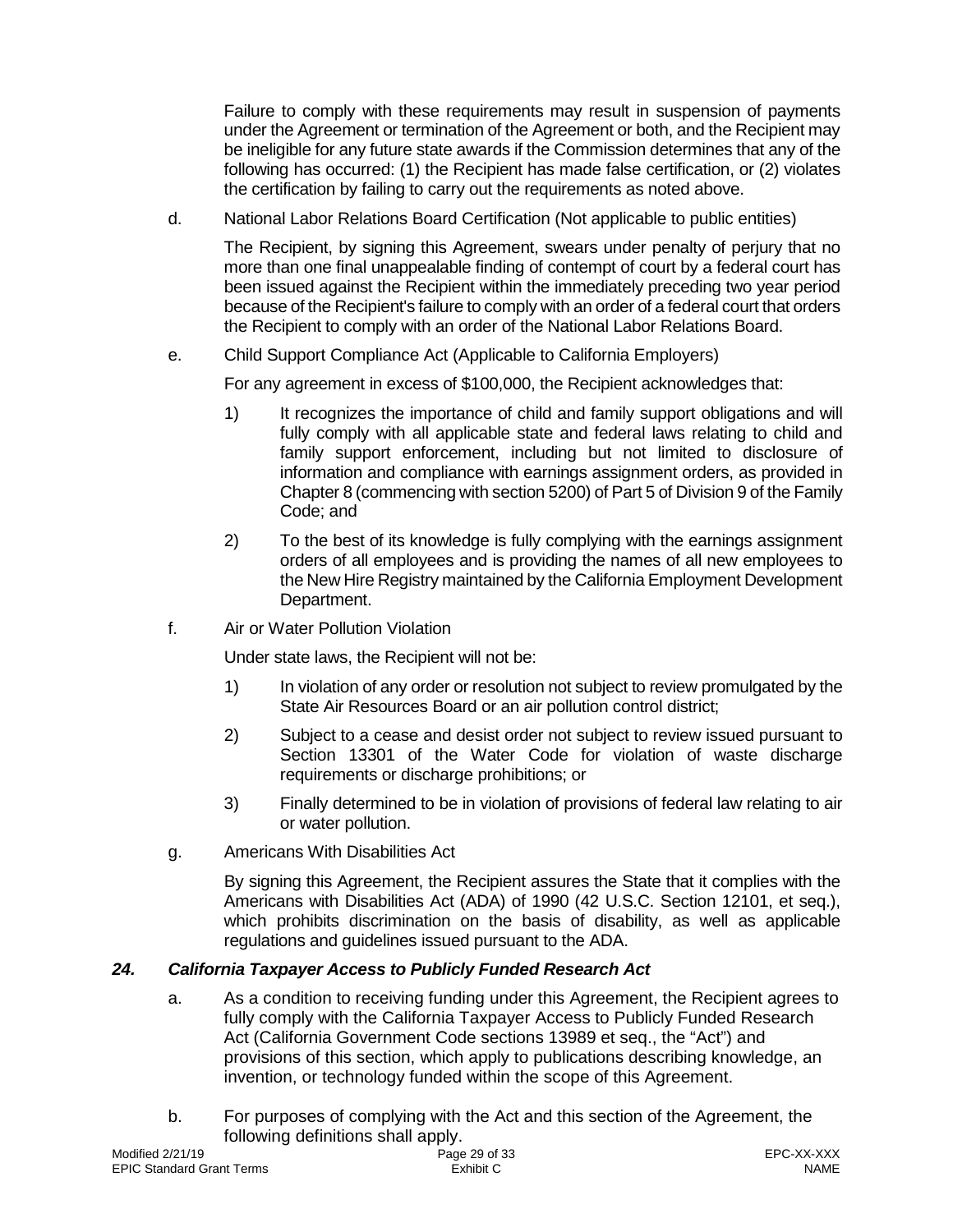Failure to comply with these requirements may result in suspension of payments under the Agreement or termination of the Agreement or both, and the Recipient may be ineligible for any future state awards if the Commission determines that any of the following has occurred: (1) the Recipient has made false certification, or (2) violates the certification by failing to carry out the requirements as noted above.

d. National Labor Relations Board Certification (Not applicable to public entities)

The Recipient, by signing this Agreement, swears under penalty of perjury that no more than one final unappealable finding of contempt of court by a federal court has been issued against the Recipient within the immediately preceding two year period because of the Recipient's failure to comply with an order of a federal court that orders the Recipient to comply with an order of the National Labor Relations Board.

e. Child Support Compliance Act (Applicable to California Employers)

For any agreement in excess of $100,000, the Recipient acknowledges that:

1) It recognizes the importance of child and family support obligations and will fully comply with all applicable state and federal laws relating to child and family support enforcement, including but not limited to disclosure of information and compliance with earnings assignment orders, as provided in Chapter 8 (commencing with section 5200) of Part 5 of Division 9 of the Family Code; and

2) To the best of its knowledge is fully complying with the earnings assignment orders of all employees and is providing the names of all new employees to the New Hire Registry maintained by the California Employment Development Department.

f. Air or Water Pollution Violation

Under state laws, the Recipient will not be:

1) In violation of any order or resolution not subject to review promulgated by the State Air Resources Board or an air pollution control district;

2) Subject to a cease and desist order not subject to review issued pursuant to Section 13301 of the Water Code for violation of waste discharge requirements or discharge prohibitions; or

3) Finally determined to be in violation of provisions of federal law relating to air or water pollution.

g. Americans With Disabilities Act

By signing this Agreement, the Recipient assures the State that it complies with the Americans with Disabilities Act (ADA) of 1990 (42 U.S.C. Section 12101, et seq.), which prohibits discrimination on the basis of disability, as well as applicable regulations and guidelines issued pursuant to the ADA.

### *24. California Taxpayer Access to Publicly Funded Research Act*

a. As a condition to receiving funding under this Agreement, the Recipient agrees to fully comply with the California Taxpayer Access to Publicly Funded Research Act (California Government Code sections 13989 et seq., the "Act") and provisions of this section, which apply to publications describing knowledge, an invention, or technology funded within the scope of this Agreement.

b. For purposes of complying with the Act and this section of the Agreement, the following definitions shall apply.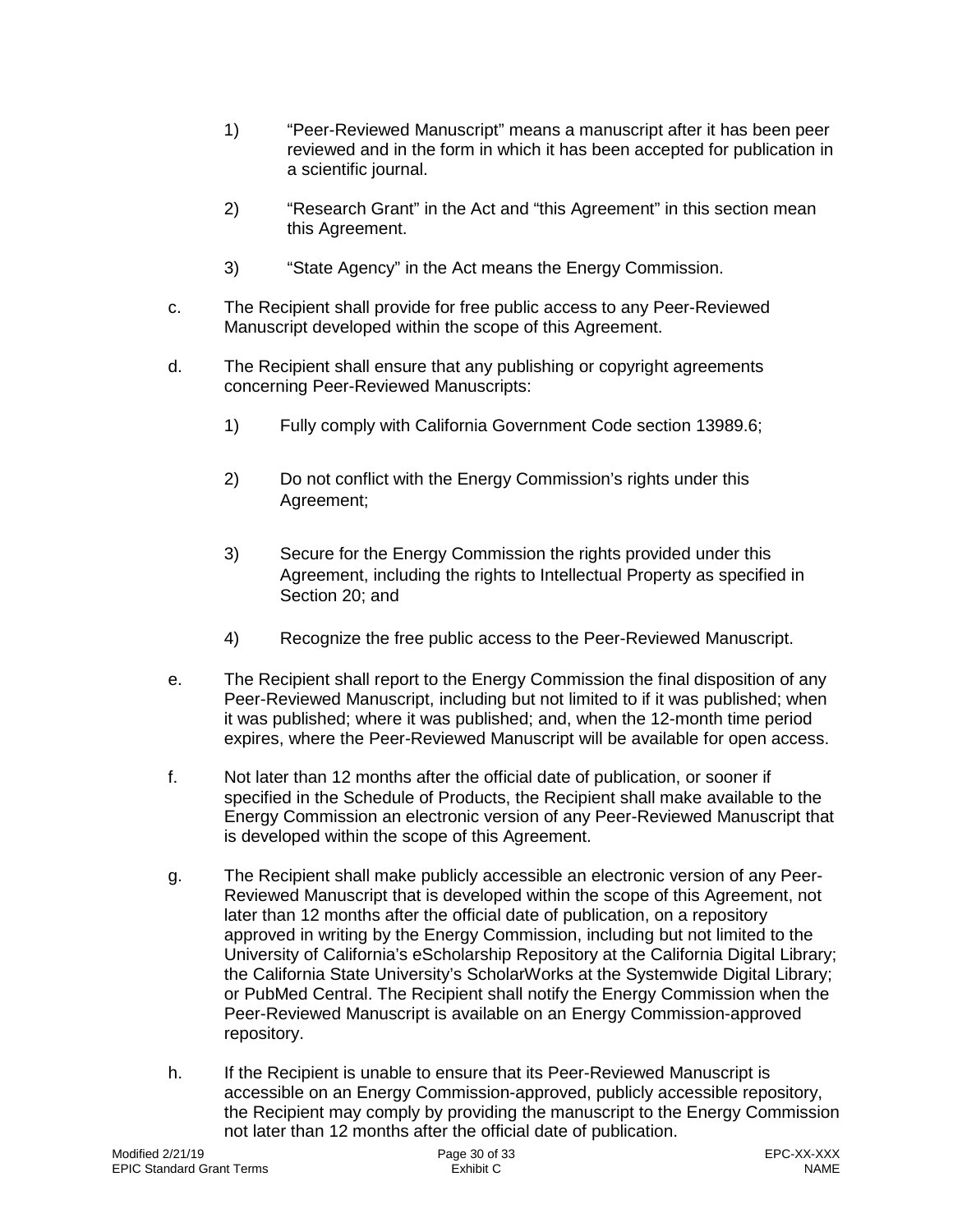1) "Peer-Reviewed Manuscript" means a manuscript after it has been peer reviewed and in the form in which it has been accepted for publication in a scientific journal.

2) "Research Grant" in the Act and "this Agreement" in this section mean this Agreement.

3) "State Agency" in the Act means the Energy Commission.

c. The Recipient shall provide for free public access to any Peer-Reviewed Manuscript developed within the scope of this Agreement.

d. The Recipient shall ensure that any publishing or copyright agreements concerning Peer-Reviewed Manuscripts:

1) Fully comply with California Government Code section 13989.6;

2) Do not conflict with the Energy Commission's rights under this Agreement;

3) Secure for the Energy Commission the rights provided under this Agreement, including the rights to Intellectual Property as specified in Section 20; and

4) Recognize the free public access to the Peer-Reviewed Manuscript.

e. The Recipient shall report to the Energy Commission the final disposition of any Peer-Reviewed Manuscript, including but not limited to if it was published; when it was published; where it was published; and, when the 12-month time period expires, where the Peer-Reviewed Manuscript will be available for open access.

f. Not later than 12 months after the official date of publication, or sooner if specified in the Schedule of Products, the Recipient shall make available to the Energy Commission an electronic version of any Peer-Reviewed Manuscript that is developed within the scope of this Agreement.

g. The Recipient shall make publicly accessible an electronic version of any Peer-Reviewed Manuscript that is developed within the scope of this Agreement, not later than 12 months after the official date of publication, on a repository approved in writing by the Energy Commission, including but not limited to the University of California's eScholarship Repository at the California Digital Library; the California State University's ScholarWorks at the Systemwide Digital Library; or PubMed Central. The Recipient shall notify the Energy Commission when the Peer-Reviewed Manuscript is available on an Energy Commission-approved repository.

h. If the Recipient is unable to ensure that its Peer-Reviewed Manuscript is accessible on an Energy Commission-approved, publicly accessible repository, the Recipient may comply by providing the manuscript to the Energy Commission not later than 12 months after the official date of publication.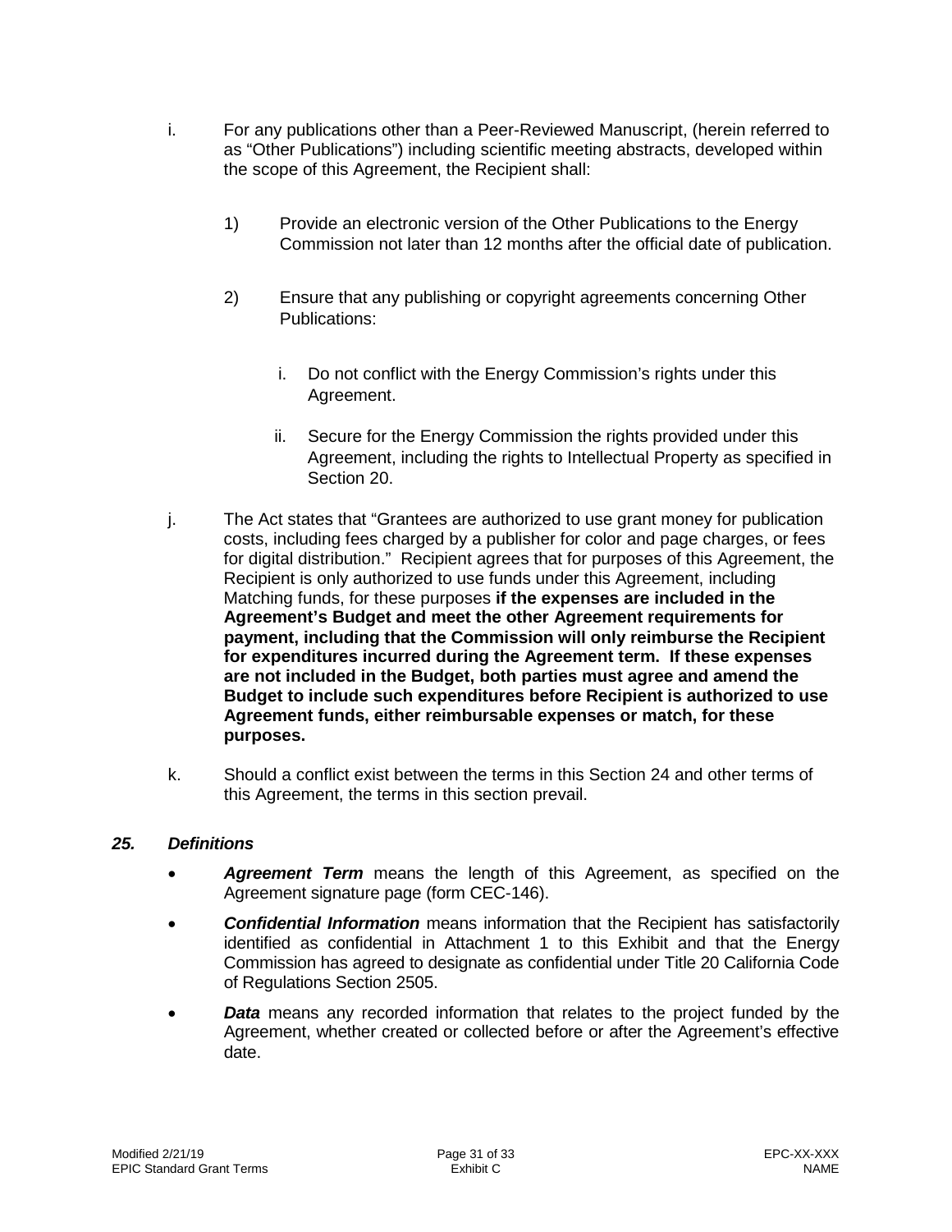i. For any publications other than a Peer-Reviewed Manuscript, (herein referred to as "Other Publications") including scientific meeting abstracts, developed within the scope of this Agreement, the Recipient shall:

   1) Provide an electronic version of the Other Publications to the Energy Commission not later than 12 months after the official date of publication.

   2) Ensure that any publishing or copyright agreements concerning Other Publications:

      i. Do not conflict with the Energy Commission's rights under this Agreement.

      ii. Secure for the Energy Commission the rights provided under this Agreement, including the rights to Intellectual Property as specified in Section 20.

j. The Act states that "Grantees are authorized to use grant money for publication costs, including fees charged by a publisher for color and page charges, or fees for digital distribution." Recipient agrees that for purposes of this Agreement, the Recipient is only authorized to use funds under this Agreement, including Matching funds, for these purposes **if the expenses are included in the Agreement's Budget and meet the other Agreement requirements for payment, including that the Commission will only reimburse the Recipient for expenditures incurred during the Agreement term. If these expenses are not included in the Budget, both parties must agree and amend the Budget to include such expenditures before Recipient is authorized to use Agreement funds, either reimbursable expenses or match, for these purposes.**

k. Should a conflict exist between the terms in this Section 24 and other terms of this Agreement, the terms in this section prevail.

## *25. Definitions*

- ***Agreement Term*** means the length of this Agreement, as specified on the Agreement signature page (form CEC-146).
- ***Confidential Information*** means information that the Recipient has satisfactorily identified as confidential in Attachment 1 to this Exhibit and that the Energy Commission has agreed to designate as confidential under Title 20 California Code of Regulations Section 2505.
- ***Data*** means any recorded information that relates to the project funded by the Agreement, whether created or collected before or after the Agreement's effective date.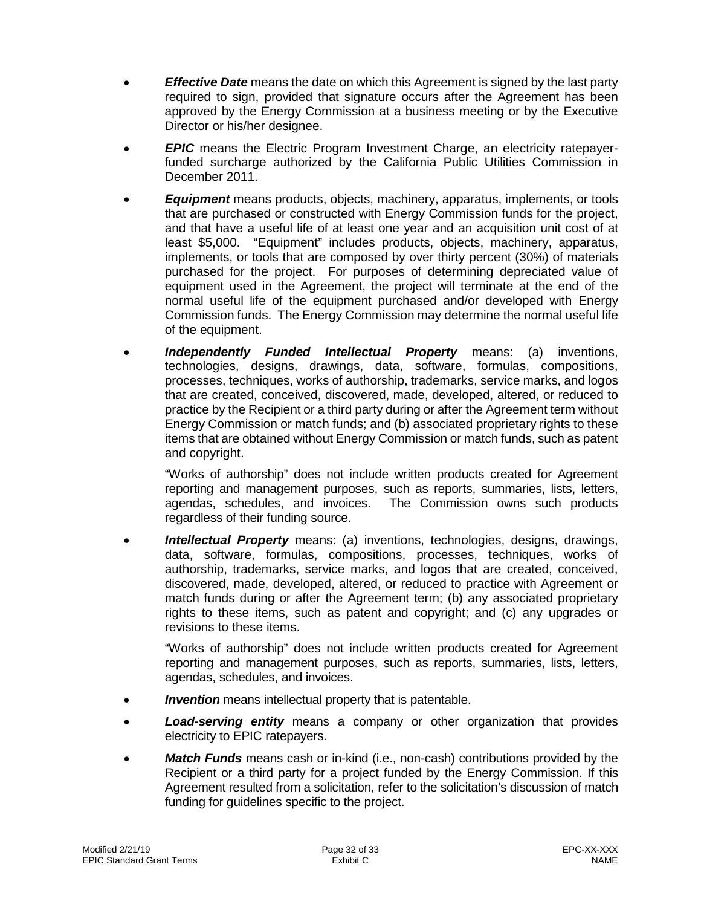- ***Effective Date*** means the date on which this Agreement is signed by the last party required to sign, provided that signature occurs after the Agreement has been approved by the Energy Commission at a business meeting or by the Executive Director or his/her designee.

- ***EPIC*** means the Electric Program Investment Charge, an electricity ratepayer-funded surcharge authorized by the California Public Utilities Commission in December 2011.

- ***Equipment*** means products, objects, machinery, apparatus, implements, or tools that are purchased or constructed with Energy Commission funds for the project, and that have a useful life of at least one year and an acquisition unit cost of at least $5,000. "Equipment" includes products, objects, machinery, apparatus, implements, or tools that are composed by over thirty percent (30%) of materials purchased for the project. For purposes of determining depreciated value of equipment used in the Agreement, the project will terminate at the end of the normal useful life of the equipment purchased and/or developed with Energy Commission funds. The Energy Commission may determine the normal useful life of the equipment.

- ***Independently Funded Intellectual Property*** means: (a) inventions, technologies, designs, drawings, data, software, formulas, compositions, processes, techniques, works of authorship, trademarks, service marks, and logos that are created, conceived, discovered, made, developed, altered, or reduced to practice by the Recipient or a third party during or after the Agreement term without Energy Commission or match funds; and (b) associated proprietary rights to these items that are obtained without Energy Commission or match funds, such as patent and copyright.

  "Works of authorship" does not include written products created for Agreement reporting and management purposes, such as reports, summaries, lists, letters, agendas, schedules, and invoices. The Commission owns such products regardless of their funding source.

- ***Intellectual Property*** means: (a) inventions, technologies, designs, drawings, data, software, formulas, compositions, processes, techniques, works of authorship, trademarks, service marks, and logos that are created, conceived, discovered, made, developed, altered, or reduced to practice with Agreement or match funds during or after the Agreement term; (b) any associated proprietary rights to these items, such as patent and copyright; and (c) any upgrades or revisions to these items.

  "Works of authorship" does not include written products created for Agreement reporting and management purposes, such as reports, summaries, lists, letters, agendas, schedules, and invoices.

- ***Invention*** means intellectual property that is patentable.

- ***Load-serving entity*** means a company or other organization that provides electricity to EPIC ratepayers.

- ***Match Funds*** means cash or in-kind (i.e., non-cash) contributions provided by the Recipient or a third party for a project funded by the Energy Commission. If this Agreement resulted from a solicitation, refer to the solicitation's discussion of match funding for guidelines specific to the project.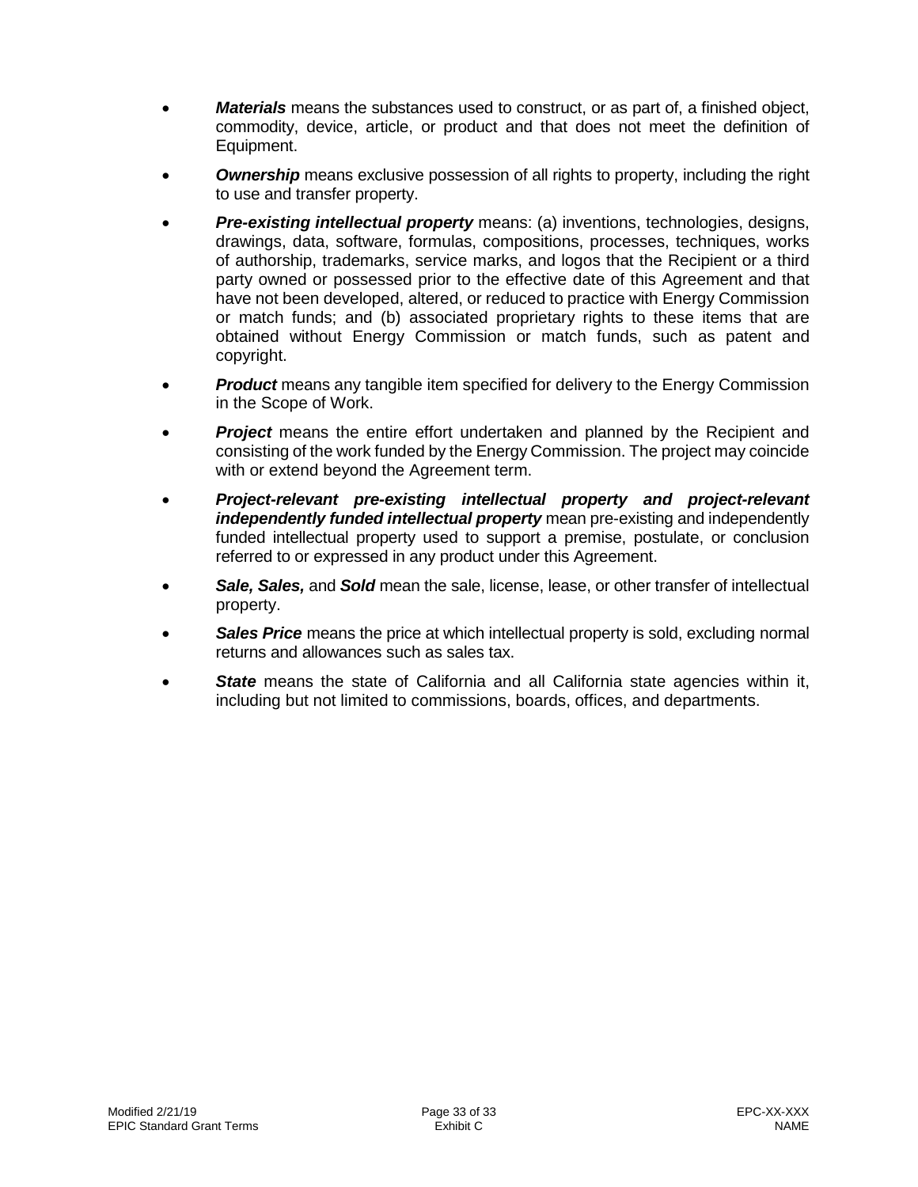- ***Materials*** means the substances used to construct, or as part of, a finished object, commodity, device, article, or product and that does not meet the definition of Equipment.
- ***Ownership*** means exclusive possession of all rights to property, including the right to use and transfer property.
- ***Pre-existing intellectual property*** means: (a) inventions, technologies, designs, drawings, data, software, formulas, compositions, processes, techniques, works of authorship, trademarks, service marks, and logos that the Recipient or a third party owned or possessed prior to the effective date of this Agreement and that have not been developed, altered, or reduced to practice with Energy Commission or match funds; and (b) associated proprietary rights to these items that are obtained without Energy Commission or match funds, such as patent and copyright.
- ***Product*** means any tangible item specified for delivery to the Energy Commission in the Scope of Work.
- ***Project*** means the entire effort undertaken and planned by the Recipient and consisting of the work funded by the Energy Commission. The project may coincide with or extend beyond the Agreement term.
- ***Project-relevant pre-existing intellectual property and project-relevant independently funded intellectual property*** mean pre-existing and independently funded intellectual property used to support a premise, postulate, or conclusion referred to or expressed in any product under this Agreement.
- ***Sale, Sales,*** and ***Sold*** mean the sale, license, lease, or other transfer of intellectual property.
- ***Sales Price*** means the price at which intellectual property is sold, excluding normal returns and allowances such as sales tax.
- ***State*** means the state of California and all California state agencies within it, including but not limited to commissions, boards, offices, and departments.